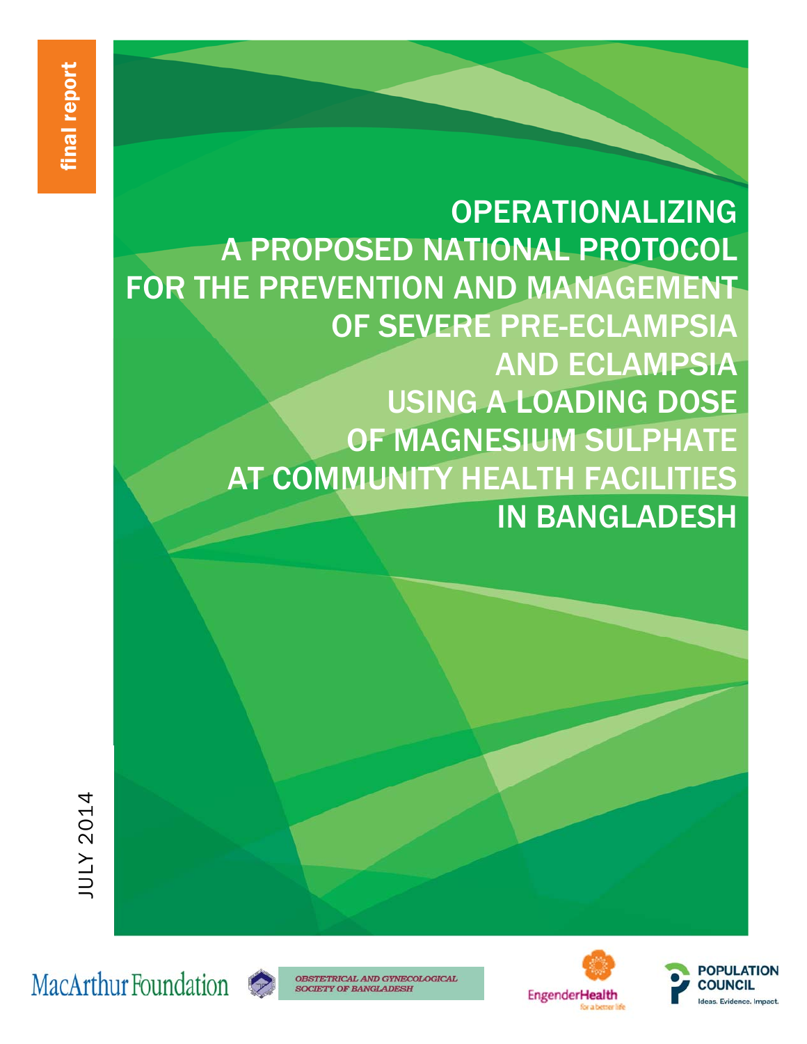final report

# OPERATIONALIZING A PROPOSED NATIONAL PROTOCOL FOR THE PREVENTION AND MANAGEMENT OF SEVERE PRE-ECLAMPSIA AND ECLAMPSIA USING A LOADING DOSE OF MAGNESIUM SULPHATE AT COMMUNITY HEALTH FACILITIES IN BANGLADESH

JULY 2014

MacArthur Foundation

OBSTETRICAL AND GYNECOLOGICAL SOCIETY OF BANGLADESH

EngenderHealth for a better life

POPULATION COUNCIL Ideas. Evidence. Impact.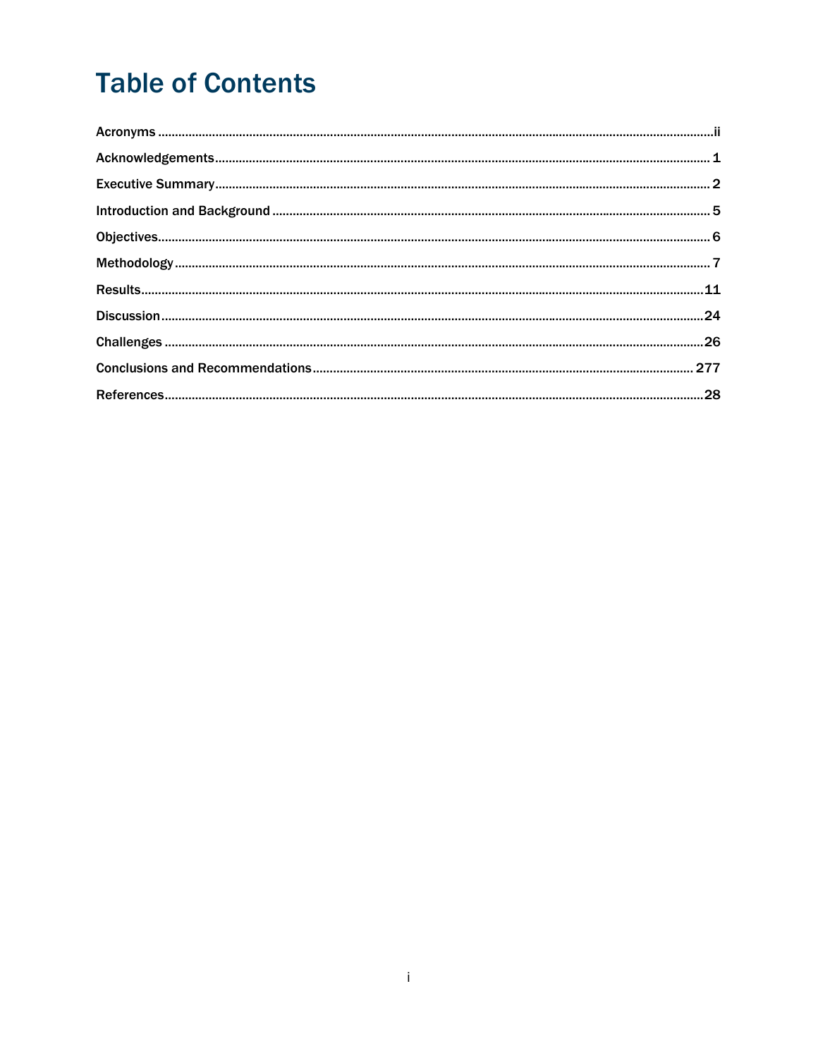# Table of Contents

Acronyms ..... ii

Acknowledgements ..... 1

Executive Summary ..... 2

Introduction and Background ..... 5

Objectives ..... 6

Methodology ..... 7

Results ..... 11

Discussion ..... 24

Challenges ..... 26

Conclusions and Recommendations ..... 277

References ..... 28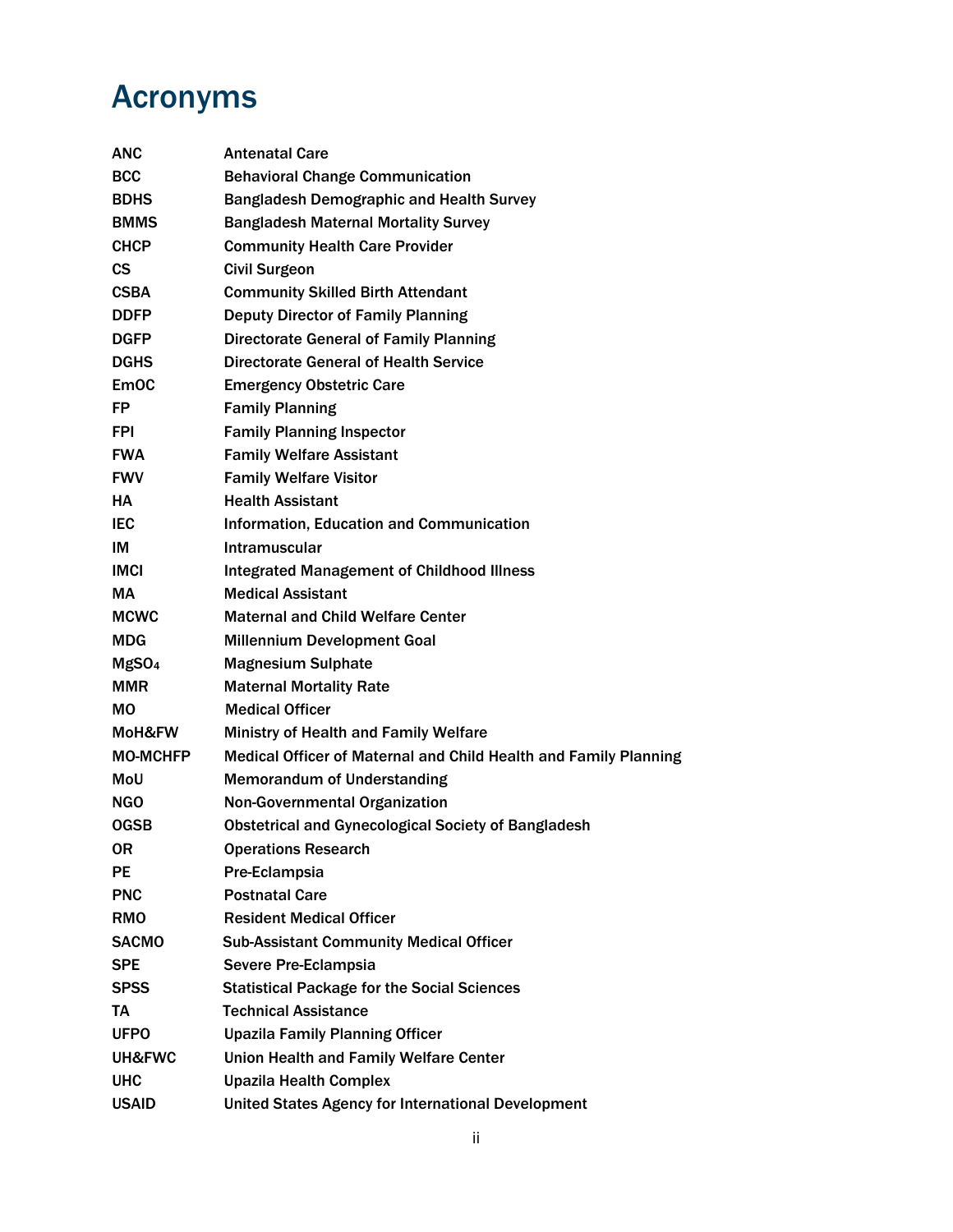# Acronyms

| | |
|---|---|
| **ANC** | **Antenatal Care** |
| **BCC** | **Behavioral Change Communication** |
| **BDHS** | **Bangladesh Demographic and Health Survey** |
| **BMMS** | **Bangladesh Maternal Mortality Survey** |
| **CHCP** | **Community Health Care Provider** |
| **CS** | **Civil Surgeon** |
| **CSBA** | **Community Skilled Birth Attendant** |
| **DDFP** | **Deputy Director of Family Planning** |
| **DGFP** | **Directorate General of Family Planning** |
| **DGHS** | **Directorate General of Health Service** |
| **EmOC** | **Emergency Obstetric Care** |
| **FP** | **Family Planning** |
| **FPI** | **Family Planning Inspector** |
| **FWA** | **Family Welfare Assistant** |
| **FWV** | **Family Welfare Visitor** |
| **HA** | **Health Assistant** |
| **IEC** | **Information, Education and Communication** |
| **IM** | **Intramuscular** |
| **IMCI** | **Integrated Management of Childhood Illness** |
| **MA** | **Medical Assistant** |
| **MCWC** | **Maternal and Child Welfare Center** |
| **MDG** | **Millennium Development Goal** |
| **$MgSO_4$** | **Magnesium Sulphate** |
| **MMR** | **Maternal Mortality Rate** |
| **MO** | **Medical Officer** |
| **MoH&FW** | **Ministry of Health and Family Welfare** |
| **MO-MCHFP** | **Medical Officer of Maternal and Child Health and Family Planning** |
| **MoU** | **Memorandum of Understanding** |
| **NGO** | **Non-Governmental Organization** |
| **OGSB** | **Obstetrical and Gynecological Society of Bangladesh** |
| **OR** | **Operations Research** |
| **PE** | **Pre-Eclampsia** |
| **PNC** | **Postnatal Care** |
| **RMO** | **Resident Medical Officer** |
| **SACMO** | **Sub-Assistant Community Medical Officer** |
| **SPE** | **Severe Pre-Eclampsia** |
| **SPSS** | **Statistical Package for the Social Sciences** |
| **TA** | **Technical Assistance** |
| **UFPO** | **Upazila Family Planning Officer** |
| **UH&FWC** | **Union Health and Family Welfare Center** |
| **UHC** | **Upazila Health Complex** |
| **USAID** | **United States Agency for International Development** |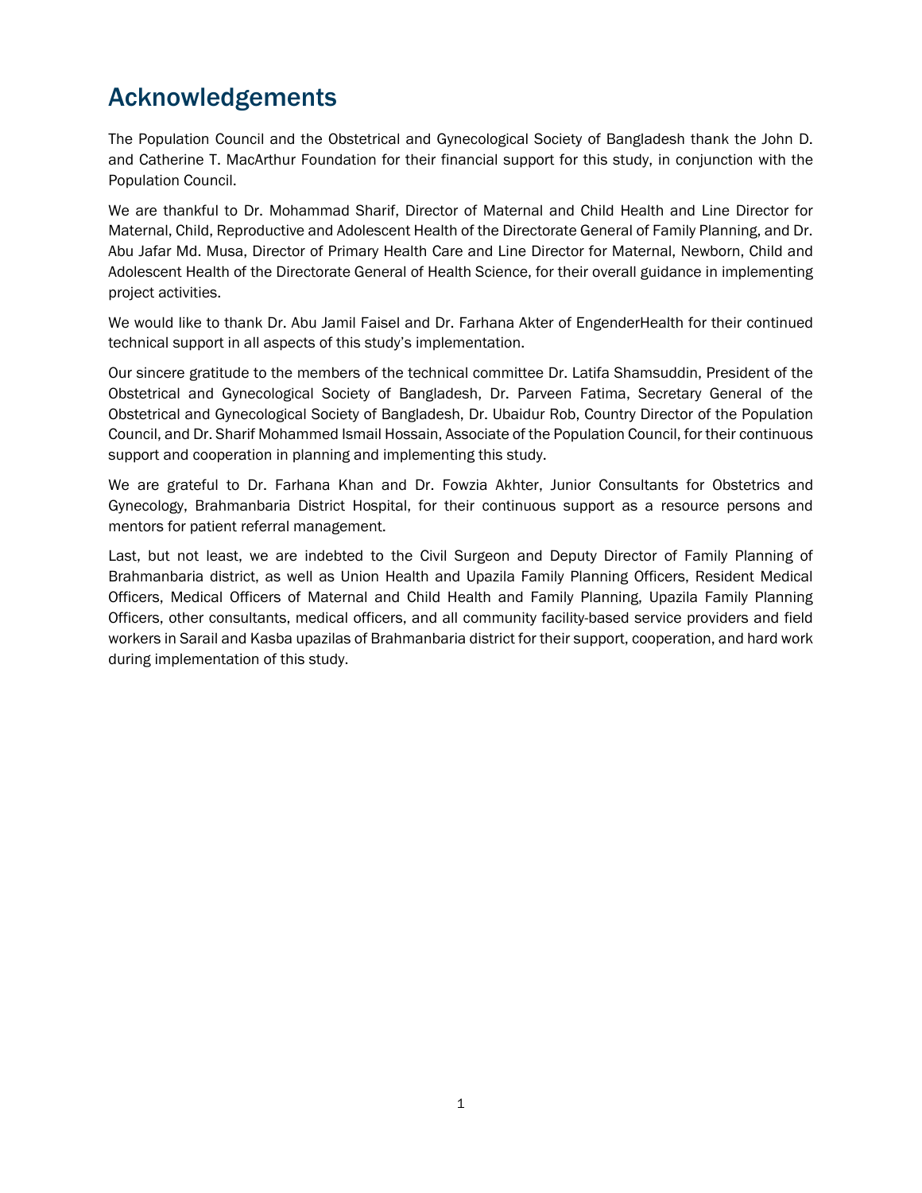# Acknowledgements

The Population Council and the Obstetrical and Gynecological Society of Bangladesh thank the John D. and Catherine T. MacArthur Foundation for their financial support for this study, in conjunction with the Population Council.

We are thankful to Dr. Mohammad Sharif, Director of Maternal and Child Health and Line Director for Maternal, Child, Reproductive and Adolescent Health of the Directorate General of Family Planning, and Dr. Abu Jafar Md. Musa, Director of Primary Health Care and Line Director for Maternal, Newborn, Child and Adolescent Health of the Directorate General of Health Science, for their overall guidance in implementing project activities.

We would like to thank Dr. Abu Jamil Faisel and Dr. Farhana Akter of EngenderHealth for their continued technical support in all aspects of this study's implementation.

Our sincere gratitude to the members of the technical committee Dr. Latifa Shamsuddin, President of the Obstetrical and Gynecological Society of Bangladesh, Dr. Parveen Fatima, Secretary General of the Obstetrical and Gynecological Society of Bangladesh, Dr. Ubaidur Rob, Country Director of the Population Council, and Dr. Sharif Mohammed Ismail Hossain, Associate of the Population Council, for their continuous support and cooperation in planning and implementing this study.

We are grateful to Dr. Farhana Khan and Dr. Fowzia Akhter, Junior Consultants for Obstetrics and Gynecology, Brahmanbaria District Hospital, for their continuous support as a resource persons and mentors for patient referral management.

Last, but not least, we are indebted to the Civil Surgeon and Deputy Director of Family Planning of Brahmanbaria district, as well as Union Health and Upazila Family Planning Officers, Resident Medical Officers, Medical Officers of Maternal and Child Health and Family Planning, Upazila Family Planning Officers, other consultants, medical officers, and all community facility-based service providers and field workers in Sarail and Kasba upazilas of Brahmanbaria district for their support, cooperation, and hard work during implementation of this study.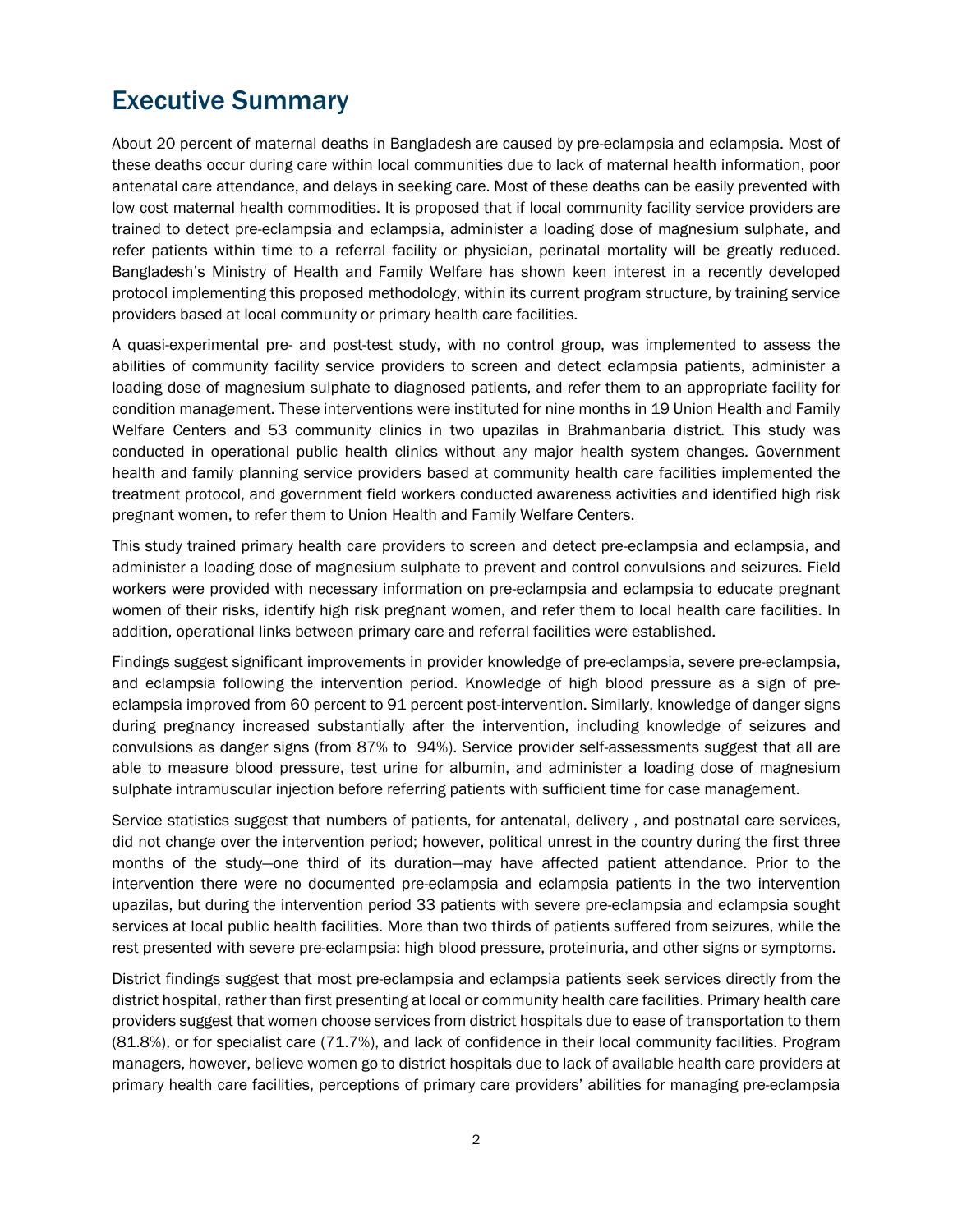# Executive Summary

About 20 percent of maternal deaths in Bangladesh are caused by pre-eclampsia and eclampsia. Most of these deaths occur during care within local communities due to lack of maternal health information, poor antenatal care attendance, and delays in seeking care. Most of these deaths can be easily prevented with low cost maternal health commodities. It is proposed that if local community facility service providers are trained to detect pre-eclampsia and eclampsia, administer a loading dose of magnesium sulphate, and refer patients within time to a referral facility or physician, perinatal mortality will be greatly reduced. Bangladesh's Ministry of Health and Family Welfare has shown keen interest in a recently developed protocol implementing this proposed methodology, within its current program structure, by training service providers based at local community or primary health care facilities.

A quasi-experimental pre- and post-test study, with no control group, was implemented to assess the abilities of community facility service providers to screen and detect eclampsia patients, administer a loading dose of magnesium sulphate to diagnosed patients, and refer them to an appropriate facility for condition management. These interventions were instituted for nine months in 19 Union Health and Family Welfare Centers and 53 community clinics in two upazilas in Brahmanbaria district. This study was conducted in operational public health clinics without any major health system changes. Government health and family planning service providers based at community health care facilities implemented the treatment protocol, and government field workers conducted awareness activities and identified high risk pregnant women, to refer them to Union Health and Family Welfare Centers.

This study trained primary health care providers to screen and detect pre-eclampsia and eclampsia, and administer a loading dose of magnesium sulphate to prevent and control convulsions and seizures. Field workers were provided with necessary information on pre-eclampsia and eclampsia to educate pregnant women of their risks, identify high risk pregnant women, and refer them to local health care facilities. In addition, operational links between primary care and referral facilities were established.

Findings suggest significant improvements in provider knowledge of pre-eclampsia, severe pre-eclampsia, and eclampsia following the intervention period. Knowledge of high blood pressure as a sign of pre-eclampsia improved from 60 percent to 91 percent post-intervention. Similarly, knowledge of danger signs during pregnancy increased substantially after the intervention, including knowledge of seizures and convulsions as danger signs (from 87% to 94%). Service provider self-assessments suggest that all are able to measure blood pressure, test urine for albumin, and administer a loading dose of magnesium sulphate intramuscular injection before referring patients with sufficient time for case management.

Service statistics suggest that numbers of patients, for antenatal, delivery , and postnatal care services, did not change over the intervention period; however, political unrest in the country during the first three months of the study—one third of its duration—may have affected patient attendance. Prior to the intervention there were no documented pre-eclampsia and eclampsia patients in the two intervention upazilas, but during the intervention period 33 patients with severe pre-eclampsia and eclampsia sought services at local public health facilities. More than two thirds of patients suffered from seizures, while the rest presented with severe pre-eclampsia: high blood pressure, proteinuria, and other signs or symptoms.

District findings suggest that most pre-eclampsia and eclampsia patients seek services directly from the district hospital, rather than first presenting at local or community health care facilities. Primary health care providers suggest that women choose services from district hospitals due to ease of transportation to them (81.8%), or for specialist care (71.7%), and lack of confidence in their local community facilities. Program managers, however, believe women go to district hospitals due to lack of available health care providers at primary health care facilities, perceptions of primary care providers' abilities for managing pre-eclampsia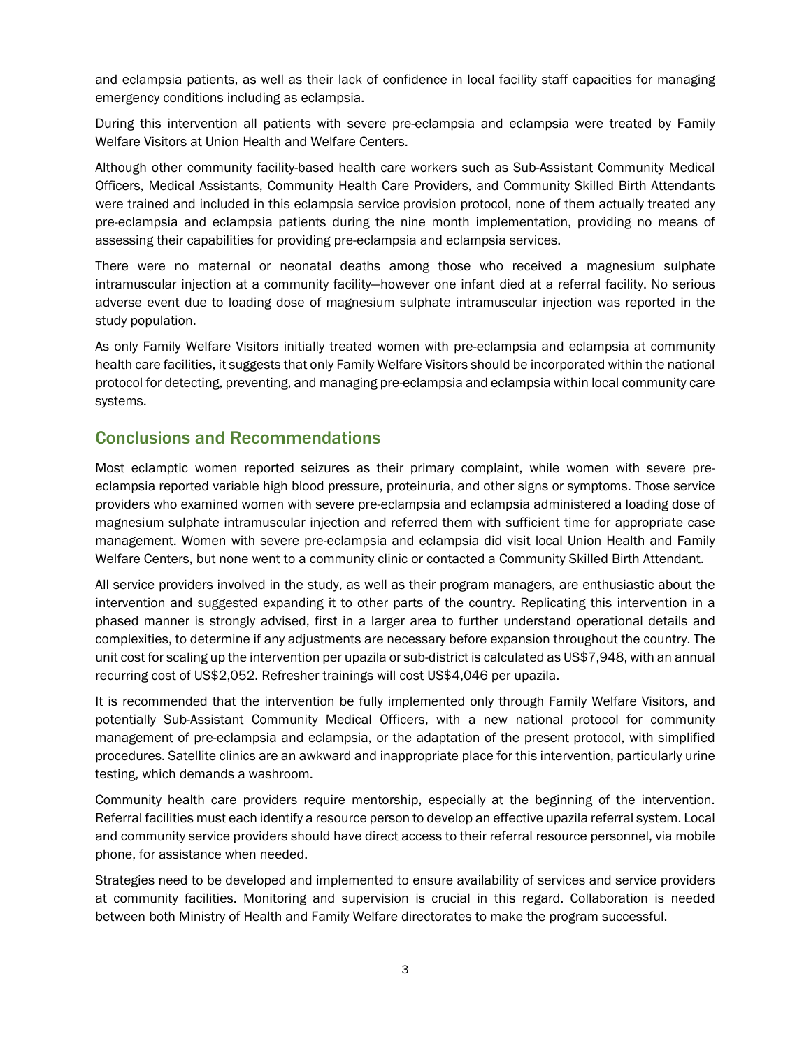and eclampsia patients, as well as their lack of confidence in local facility staff capacities for managing emergency conditions including as eclampsia.

During this intervention all patients with severe pre-eclampsia and eclampsia were treated by Family Welfare Visitors at Union Health and Welfare Centers.

Although other community facility-based health care workers such as Sub-Assistant Community Medical Officers, Medical Assistants, Community Health Care Providers, and Community Skilled Birth Attendants were trained and included in this eclampsia service provision protocol, none of them actually treated any pre-eclampsia and eclampsia patients during the nine month implementation, providing no means of assessing their capabilities for providing pre-eclampsia and eclampsia services.

There were no maternal or neonatal deaths among those who received a magnesium sulphate intramuscular injection at a community facility—however one infant died at a referral facility. No serious adverse event due to loading dose of magnesium sulphate intramuscular injection was reported in the study population.

As only Family Welfare Visitors initially treated women with pre-eclampsia and eclampsia at community health care facilities, it suggests that only Family Welfare Visitors should be incorporated within the national protocol for detecting, preventing, and managing pre-eclampsia and eclampsia within local community care systems.

## Conclusions and Recommendations

Most eclamptic women reported seizures as their primary complaint, while women with severe pre-eclampsia reported variable high blood pressure, proteinuria, and other signs or symptoms. Those service providers who examined women with severe pre-eclampsia and eclampsia administered a loading dose of magnesium sulphate intramuscular injection and referred them with sufficient time for appropriate case management. Women with severe pre-eclampsia and eclampsia did visit local Union Health and Family Welfare Centers, but none went to a community clinic or contacted a Community Skilled Birth Attendant.

All service providers involved in the study, as well as their program managers, are enthusiastic about the intervention and suggested expanding it to other parts of the country. Replicating this intervention in a phased manner is strongly advised, first in a larger area to further understand operational details and complexities, to determine if any adjustments are necessary before expansion throughout the country. The unit cost for scaling up the intervention per upazila or sub-district is calculated as US$7,948, with an annual recurring cost of US$2,052. Refresher trainings will cost US$4,046 per upazila.

It is recommended that the intervention be fully implemented only through Family Welfare Visitors, and potentially Sub-Assistant Community Medical Officers, with a new national protocol for community management of pre-eclampsia and eclampsia, or the adaptation of the present protocol, with simplified procedures. Satellite clinics are an awkward and inappropriate place for this intervention, particularly urine testing, which demands a washroom.

Community health care providers require mentorship, especially at the beginning of the intervention. Referral facilities must each identify a resource person to develop an effective upazila referral system. Local and community service providers should have direct access to their referral resource personnel, via mobile phone, for assistance when needed.

Strategies need to be developed and implemented to ensure availability of services and service providers at community facilities. Monitoring and supervision is crucial in this regard. Collaboration is needed between both Ministry of Health and Family Welfare directorates to make the program successful.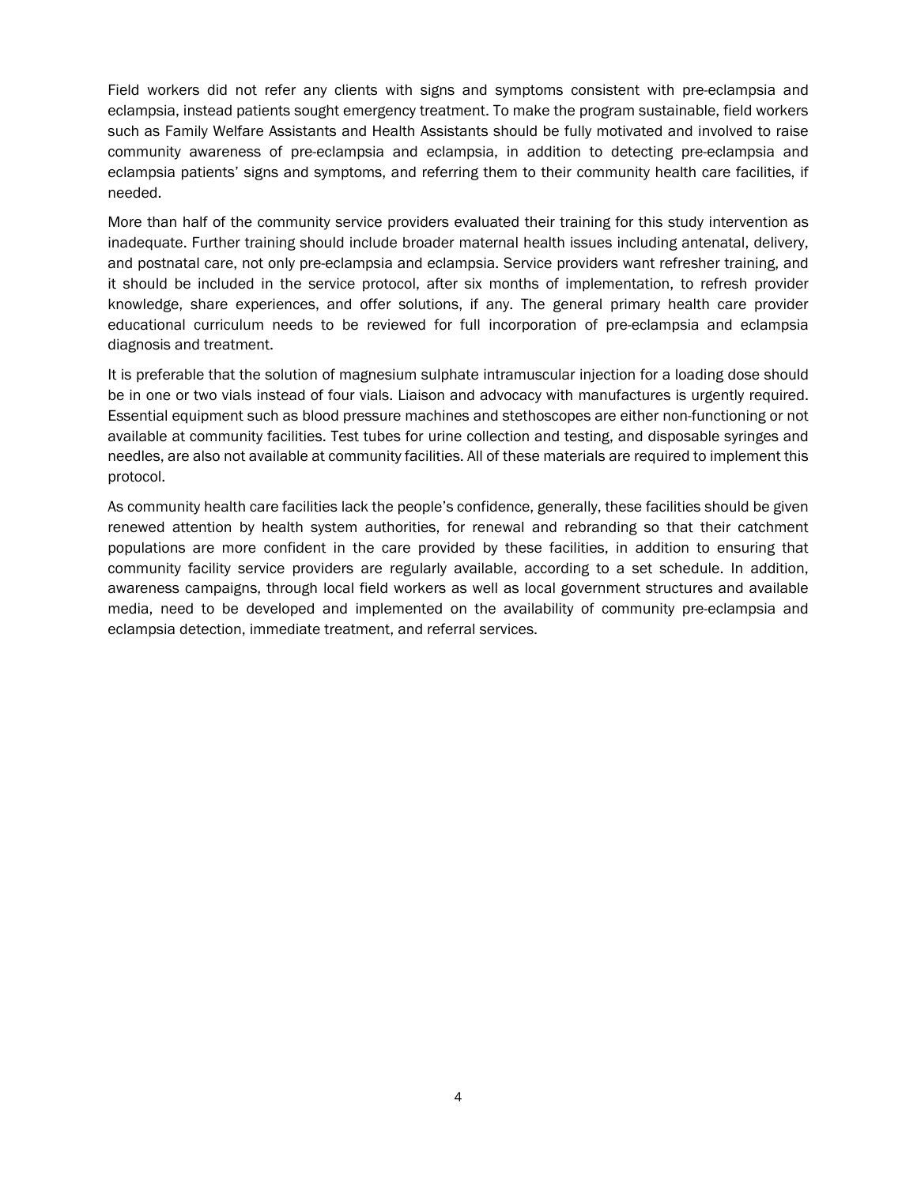Field workers did not refer any clients with signs and symptoms consistent with pre-eclampsia and eclampsia, instead patients sought emergency treatment. To make the program sustainable, field workers such as Family Welfare Assistants and Health Assistants should be fully motivated and involved to raise community awareness of pre-eclampsia and eclampsia, in addition to detecting pre-eclampsia and eclampsia patients' signs and symptoms, and referring them to their community health care facilities, if needed.

More than half of the community service providers evaluated their training for this study intervention as inadequate. Further training should include broader maternal health issues including antenatal, delivery, and postnatal care, not only pre-eclampsia and eclampsia. Service providers want refresher training, and it should be included in the service protocol, after six months of implementation, to refresh provider knowledge, share experiences, and offer solutions, if any. The general primary health care provider educational curriculum needs to be reviewed for full incorporation of pre-eclampsia and eclampsia diagnosis and treatment.

It is preferable that the solution of magnesium sulphate intramuscular injection for a loading dose should be in one or two vials instead of four vials. Liaison and advocacy with manufactures is urgently required. Essential equipment such as blood pressure machines and stethoscopes are either non-functioning or not available at community facilities. Test tubes for urine collection and testing, and disposable syringes and needles, are also not available at community facilities. All of these materials are required to implement this protocol.

As community health care facilities lack the people's confidence, generally, these facilities should be given renewed attention by health system authorities, for renewal and rebranding so that their catchment populations are more confident in the care provided by these facilities, in addition to ensuring that community facility service providers are regularly available, according to a set schedule. In addition, awareness campaigns, through local field workers as well as local government structures and available media, need to be developed and implemented on the availability of community pre-eclampsia and eclampsia detection, immediate treatment, and referral services.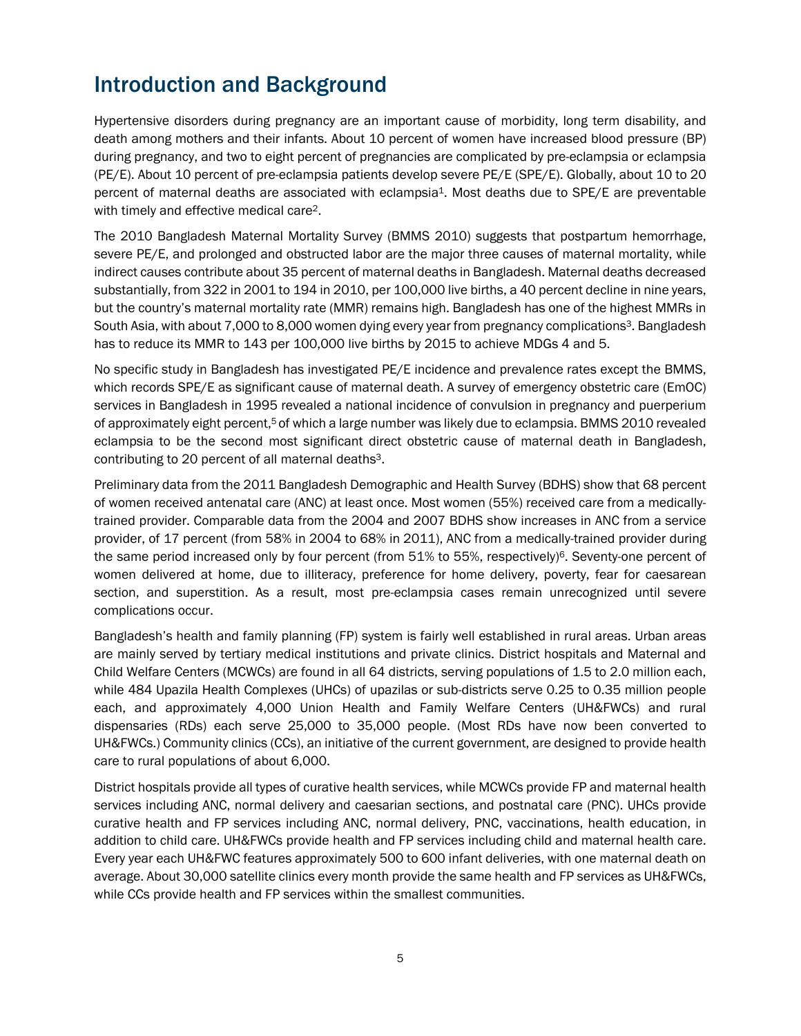# Introduction and Background

Hypertensive disorders during pregnancy are an important cause of morbidity, long term disability, and death among mothers and their infants. About 10 percent of women have increased blood pressure (BP) during pregnancy, and two to eight percent of pregnancies are complicated by pre-eclampsia or eclampsia (PE/E). About 10 percent of pre-eclampsia patients develop severe PE/E (SPE/E). Globally, about 10 to 20 percent of maternal deaths are associated with eclampsia[1]. Most deaths due to SPE/E are preventable with timely and effective medical care[2].

The 2010 Bangladesh Maternal Mortality Survey (BMMS 2010) suggests that postpartum hemorrhage, severe PE/E, and prolonged and obstructed labor are the major three causes of maternal mortality, while indirect causes contribute about 35 percent of maternal deaths in Bangladesh. Maternal deaths decreased substantially, from 322 in 2001 to 194 in 2010, per 100,000 live births, a 40 percent decline in nine years, but the country's maternal mortality rate (MMR) remains high. Bangladesh has one of the highest MMRs in South Asia, with about 7,000 to 8,000 women dying every year from pregnancy complications[3]. Bangladesh has to reduce its MMR to 143 per 100,000 live births by 2015 to achieve MDGs 4 and 5.

No specific study in Bangladesh has investigated PE/E incidence and prevalence rates except the BMMS, which records SPE/E as significant cause of maternal death. A survey of emergency obstetric care (EmOC) services in Bangladesh in 1995 revealed a national incidence of convulsion in pregnancy and puerperium of approximately eight percent,[5] of which a large number was likely due to eclampsia. BMMS 2010 revealed eclampsia to be the second most significant direct obstetric cause of maternal death in Bangladesh, contributing to 20 percent of all maternal deaths[3].

Preliminary data from the 2011 Bangladesh Demographic and Health Survey (BDHS) show that 68 percent of women received antenatal care (ANC) at least once. Most women (55%) received care from a medically-trained provider. Comparable data from the 2004 and 2007 BDHS show increases in ANC from a service provider, of 17 percent (from 58% in 2004 to 68% in 2011), ANC from a medically-trained provider during the same period increased only by four percent (from 51% to 55%, respectively)[6]. Seventy-one percent of women delivered at home, due to illiteracy, preference for home delivery, poverty, fear for caesarean section, and superstition. As a result, most pre-eclampsia cases remain unrecognized until severe complications occur.

Bangladesh's health and family planning (FP) system is fairly well established in rural areas. Urban areas are mainly served by tertiary medical institutions and private clinics. District hospitals and Maternal and Child Welfare Centers (MCWCs) are found in all 64 districts, serving populations of 1.5 to 2.0 million each, while 484 Upazila Health Complexes (UHCs) of upazilas or sub-districts serve 0.25 to 0.35 million people each, and approximately 4,000 Union Health and Family Welfare Centers (UH&FWCs) and rural dispensaries (RDs) each serve 25,000 to 35,000 people. (Most RDs have now been converted to UH&FWCs.) Community clinics (CCs), an initiative of the current government, are designed to provide health care to rural populations of about 6,000.

District hospitals provide all types of curative health services, while MCWCs provide FP and maternal health services including ANC, normal delivery and caesarian sections, and postnatal care (PNC). UHCs provide curative health and FP services including ANC, normal delivery, PNC, vaccinations, health education, in addition to child care. UH&FWCs provide health and FP services including child and maternal health care. Every year each UH&FWC features approximately 500 to 600 infant deliveries, with one maternal death on average. About 30,000 satellite clinics every month provide the same health and FP services as UH&FWCs, while CCs provide health and FP services within the smallest communities.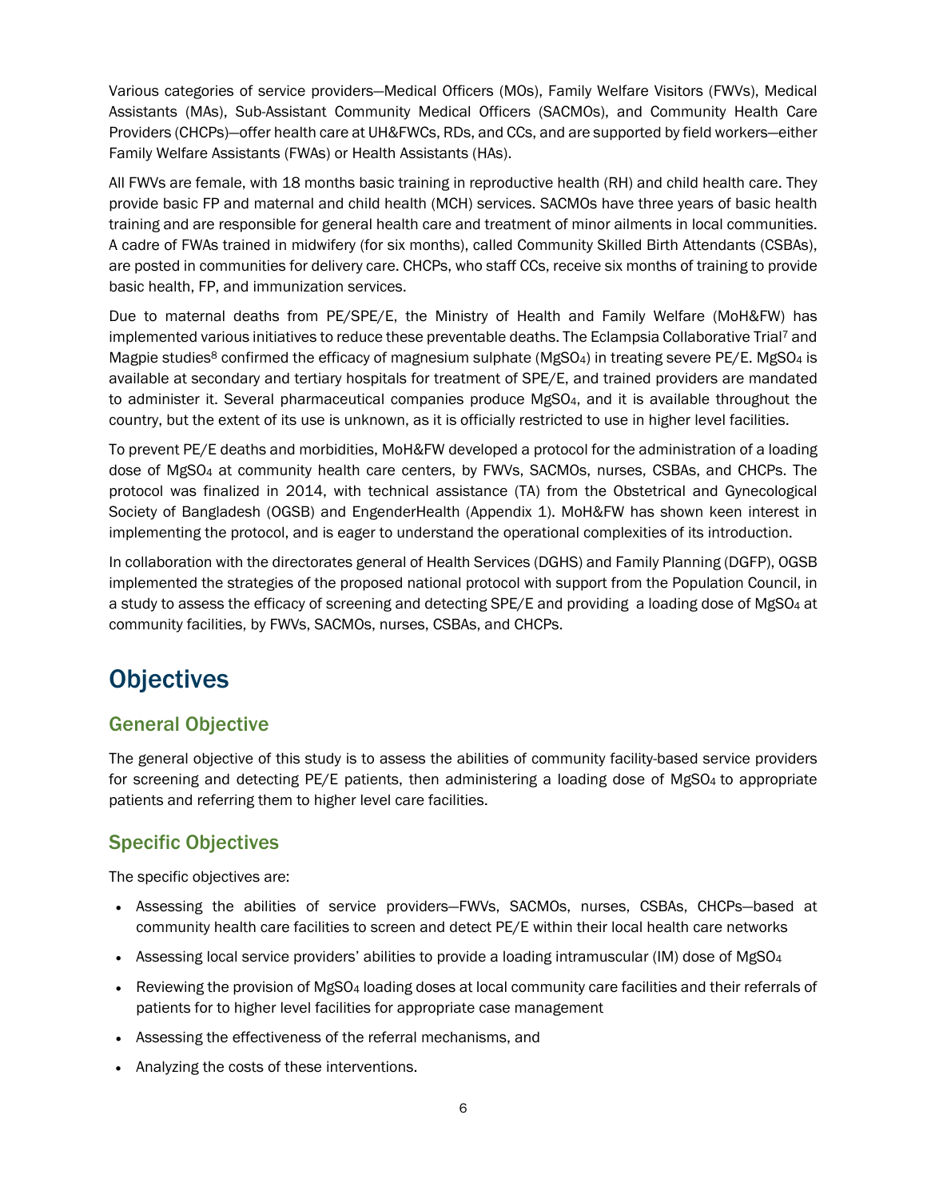Various categories of service providers—Medical Officers (MOs), Family Welfare Visitors (FWVs), Medical Assistants (MAs), Sub-Assistant Community Medical Officers (SACMOs), and Community Health Care Providers (CHCPs)—offer health care at UH&FWCs, RDs, and CCs, and are supported by field workers—either Family Welfare Assistants (FWAs) or Health Assistants (HAs).

All FWVs are female, with 18 months basic training in reproductive health (RH) and child health care. They provide basic FP and maternal and child health (MCH) services. SACMOs have three years of basic health training and are responsible for general health care and treatment of minor ailments in local communities. A cadre of FWAs trained in midwifery (for six months), called Community Skilled Birth Attendants (CSBAs), are posted in communities for delivery care. CHCPs, who staff CCs, receive six months of training to provide basic health, FP, and immunization services.

Due to maternal deaths from PE/SPE/E, the Ministry of Health and Family Welfare (MoH&FW) has implemented various initiatives to reduce these preventable deaths. The Eclampsia Collaborative Trial[7] and Magpie studies[8] confirmed the efficacy of magnesium sulphate ($MgSO_4$) in treating severe PE/E. $MgSO_4$ is available at secondary and tertiary hospitals for treatment of SPE/E, and trained providers are mandated to administer it. Several pharmaceutical companies produce $MgSO_4$, and it is available throughout the country, but the extent of its use is unknown, as it is officially restricted to use in higher level facilities.

To prevent PE/E deaths and morbidities, MoH&FW developed a protocol for the administration of a loading dose of $MgSO_4$ at community health care centers, by FWVs, SACMOs, nurses, CSBAs, and CHCPs. The protocol was finalized in 2014, with technical assistance (TA) from the Obstetrical and Gynecological Society of Bangladesh (OGSB) and EngenderHealth (Appendix 1). MoH&FW has shown keen interest in implementing the protocol, and is eager to understand the operational complexities of its introduction.

In collaboration with the directorates general of Health Services (DGHS) and Family Planning (DGFP), OGSB implemented the strategies of the proposed national protocol with support from the Population Council, in a study to assess the efficacy of screening and detecting SPE/E and providing a loading dose of $MgSO_4$ at community facilities, by FWVs, SACMOs, nurses, CSBAs, and CHCPs.

# Objectives

## General Objective

The general objective of this study is to assess the abilities of community facility-based service providers for screening and detecting PE/E patients, then administering a loading dose of $MgSO_4$ to appropriate patients and referring them to higher level care facilities.

## Specific Objectives

The specific objectives are:

- Assessing the abilities of service providers—FWVs, SACMOs, nurses, CSBAs, CHCPs—based at community health care facilities to screen and detect PE/E within their local health care networks
- Assessing local service providers' abilities to provide a loading intramuscular (IM) dose of $MgSO_4$
- Reviewing the provision of $MgSO_4$ loading doses at local community care facilities and their referrals of patients for to higher level facilities for appropriate case management
- Assessing the effectiveness of the referral mechanisms, and
- Analyzing the costs of these interventions.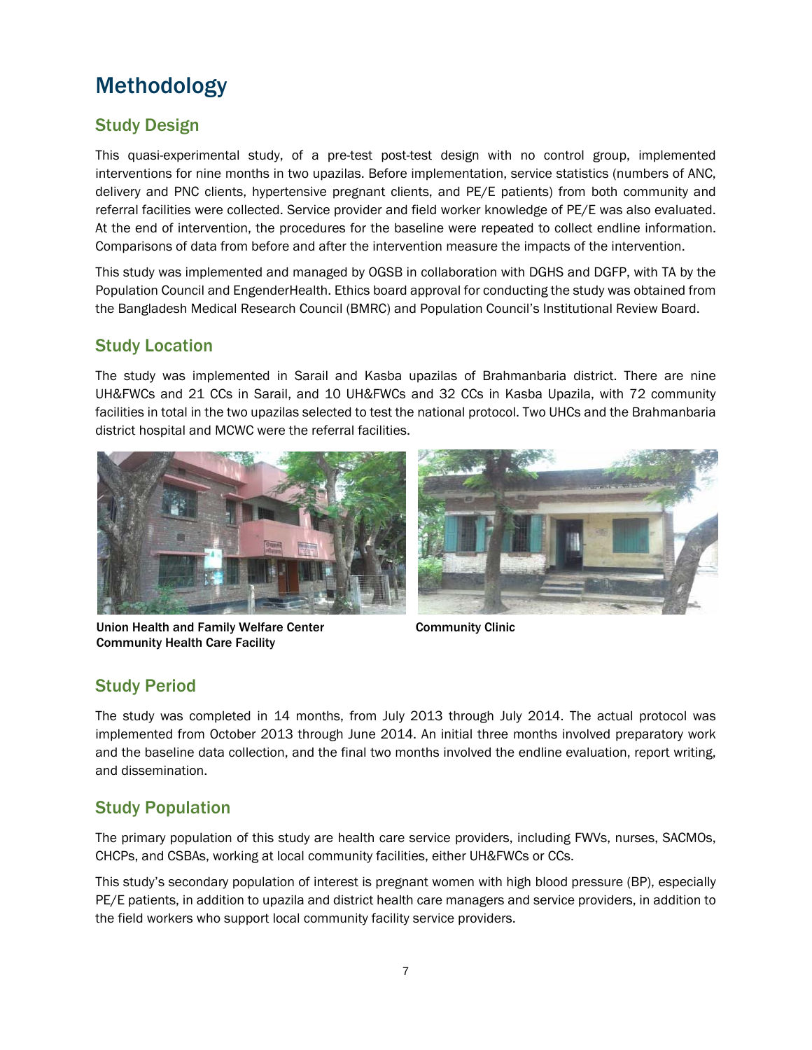# Methodology

## Study Design

This quasi-experimental study, of a pre-test post-test design with no control group, implemented interventions for nine months in two upazilas. Before implementation, service statistics (numbers of ANC, delivery and PNC clients, hypertensive pregnant clients, and PE/E patients) from both community and referral facilities were collected. Service provider and field worker knowledge of PE/E was also evaluated. At the end of intervention, the procedures for the baseline were repeated to collect endline information. Comparisons of data from before and after the intervention measure the impacts of the intervention.

This study was implemented and managed by OGSB in collaboration with DGHS and DGFP, with TA by the Population Council and EngenderHealth. Ethics board approval for conducting the study was obtained from the Bangladesh Medical Research Council (BMRC) and Population Council's Institutional Review Board.

## Study Location

The study was implemented in Sarail and Kasba upazilas of Brahmanbaria district. There are nine UH&FWCs and 21 CCs in Sarail, and 10 UH&FWCs and 32 CCs in Kasba Upazila, with 72 community facilities in total in the two upazilas selected to test the national protocol. Two UHCs and the Brahmanbaria district hospital and MCWC were the referral facilities.

**Union Health and Family Welfare Center Community Health Care Facility**

**Community Clinic**

## Study Period

The study was completed in 14 months, from July 2013 through July 2014. The actual protocol was implemented from October 2013 through June 2014. An initial three months involved preparatory work and the baseline data collection, and the final two months involved the endline evaluation, report writing, and dissemination.

## Study Population

The primary population of this study are health care service providers, including FWVs, nurses, SACMOs, CHCPs, and CSBAs, working at local community facilities, either UH&FWCs or CCs.

This study's secondary population of interest is pregnant women with high blood pressure (BP), especially PE/E patients, in addition to upazila and district health care managers and service providers, in addition to the field workers who support local community facility service providers.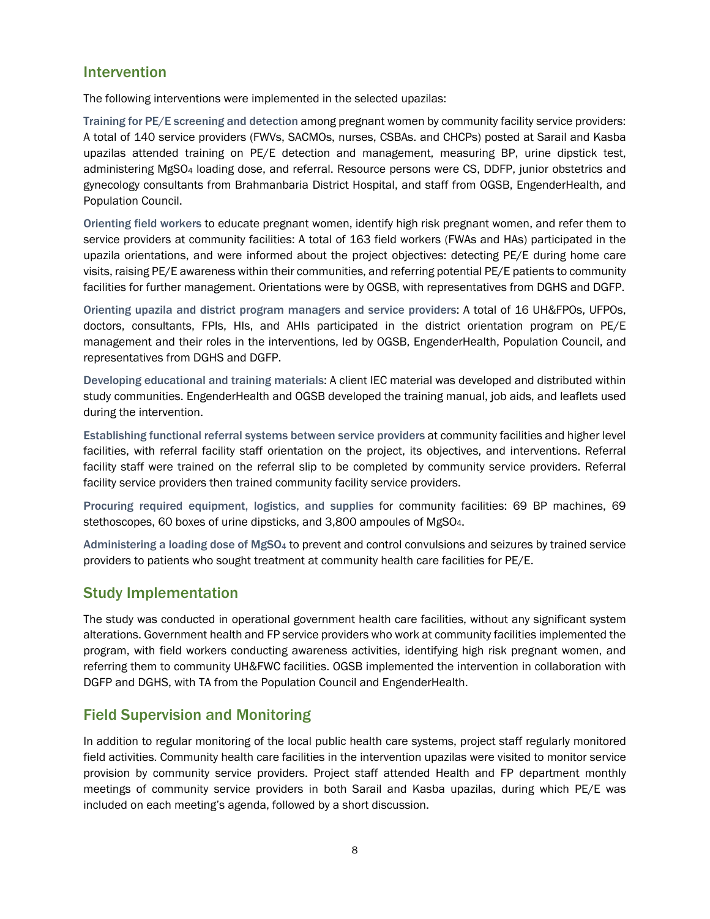## Intervention

The following interventions were implemented in the selected upazilas:

**Training for PE/E screening and detection** among pregnant women by community facility service providers: A total of 140 service providers (FWVs, SACMOs, nurses, CSBAs. and CHCPs) posted at Sarail and Kasba upazilas attended training on PE/E detection and management, measuring BP, urine dipstick test, administering $MgSO_4$ loading dose, and referral. Resource persons were CS, DDFP, junior obstetrics and gynecology consultants from Brahmanbaria District Hospital, and staff from OGSB, EngenderHealth, and Population Council.

**Orienting field workers** to educate pregnant women, identify high risk pregnant women, and refer them to service providers at community facilities: A total of 163 field workers (FWAs and HAs) participated in the upazila orientations, and were informed about the project objectives: detecting PE/E during home care visits, raising PE/E awareness within their communities, and referring potential PE/E patients to community facilities for further management. Orientations were by OGSB, with representatives from DGHS and DGFP.

**Orienting upazila and district program managers and service providers**: A total of 16 UH&FPOs, UFPOs, doctors, consultants, FPIs, HIs, and AHIs participated in the district orientation program on PE/E management and their roles in the interventions, led by OGSB, EngenderHealth, Population Council, and representatives from DGHS and DGFP.

**Developing educational and training materials**: A client IEC material was developed and distributed within study communities. EngenderHealth and OGSB developed the training manual, job aids, and leaflets used during the intervention.

**Establishing functional referral systems between service providers** at community facilities and higher level facilities, with referral facility staff orientation on the project, its objectives, and interventions. Referral facility staff were trained on the referral slip to be completed by community service providers. Referral facility service providers then trained community facility service providers.

**Procuring required equipment, logistics, and supplies** for community facilities: 69 BP machines, 69 stethoscopes, 60 boxes of urine dipsticks, and 3,800 ampoules of $MgSO_4$.

**Administering a loading dose of $MgSO_4$** to prevent and control convulsions and seizures by trained service providers to patients who sought treatment at community health care facilities for PE/E.

## Study Implementation

The study was conducted in operational government health care facilities, without any significant system alterations. Government health and FP service providers who work at community facilities implemented the program, with field workers conducting awareness activities, identifying high risk pregnant women, and referring them to community UH&FWC facilities. OGSB implemented the intervention in collaboration with DGFP and DGHS, with TA from the Population Council and EngenderHealth.

## Field Supervision and Monitoring

In addition to regular monitoring of the local public health care systems, project staff regularly monitored field activities. Community health care facilities in the intervention upazilas were visited to monitor service provision by community service providers. Project staff attended Health and FP department monthly meetings of community service providers in both Sarail and Kasba upazilas, during which PE/E was included on each meeting's agenda, followed by a short discussion.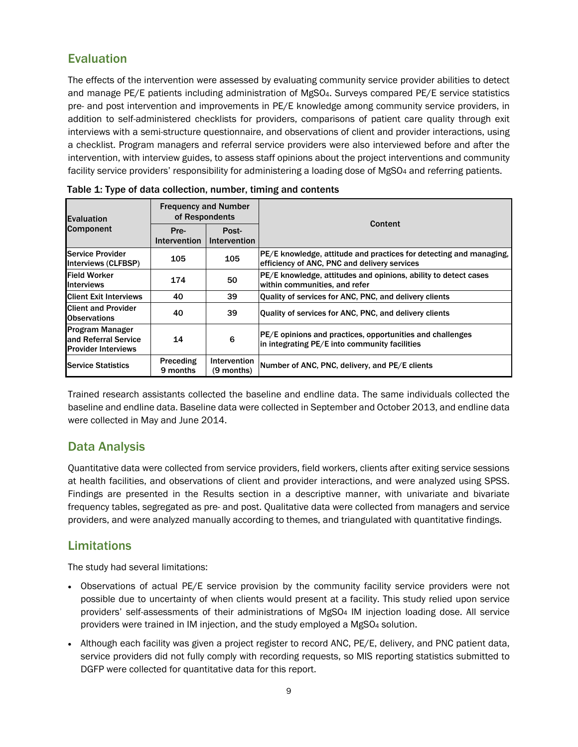## Evaluation

The effects of the intervention were assessed by evaluating community service provider abilities to detect and manage PE/E patients including administration of $MgSO_4$. Surveys compared PE/E service statistics pre- and post intervention and improvements in PE/E knowledge among community service providers, in addition to self-administered checklists for providers, comparisons of patient care quality through exit interviews with a semi-structure questionnaire, and observations of client and provider interactions, using a checklist. Program managers and referral service providers were also interviewed before and after the intervention, with interview guides, to assess staff opinions about the project interventions and community facility service providers' responsibility for administering a loading dose of $MgSO_4$ and referring patients.

Table 1: Type of data collection, number, timing and contents

| Evaluation Component | Frequency and Number of Respondents | | Content |
|---|---|---|---|
| | Pre-Intervention | Post-Intervention | |
| Service Provider Interviews (CLFBSP) | 105 | 105 | PE/E knowledge, attitude and practices for detecting and managing, efficiency of ANC, PNC and delivery services |
| Field Worker Interviews | 174 | 50 | PE/E knowledge, attitudes and opinions, ability to detect cases within communities, and refer |
| Client Exit Interviews | 40 | 39 | Quality of services for ANC, PNC, and delivery clients |
| Client and Provider Observations | 40 | 39 | Quality of services for ANC, PNC, and delivery clients |
| Program Manager and Referral Service Provider Interviews | 14 | 6 | PE/E opinions and practices, opportunities and challenges in integrating PE/E into community facilities |
| Service Statistics | Preceding 9 months | Intervention (9 months) | Number of ANC, PNC, delivery, and PE/E clients |

Trained research assistants collected the baseline and endline data. The same individuals collected the baseline and endline data. Baseline data were collected in September and October 2013, and endline data were collected in May and June 2014.

## Data Analysis

Quantitative data were collected from service providers, field workers, clients after exiting service sessions at health facilities, and observations of client and provider interactions, and were analyzed using SPSS. Findings are presented in the Results section in a descriptive manner, with univariate and bivariate frequency tables, segregated as pre- and post. Qualitative data were collected from managers and service providers, and were analyzed manually according to themes, and triangulated with quantitative findings.

## Limitations

The study had several limitations:

- Observations of actual PE/E service provision by the community facility service providers were not possible due to uncertainty of when clients would present at a facility. This study relied upon service providers' self-assessments of their administrations of $MgSO_4$ IM injection loading dose. All service providers were trained in IM injection, and the study employed a $MgSO_4$ solution.
- Although each facility was given a project register to record ANC, PE/E, delivery, and PNC patient data, service providers did not fully comply with recording requests, so MIS reporting statistics submitted to DGFP were collected for quantitative data for this report.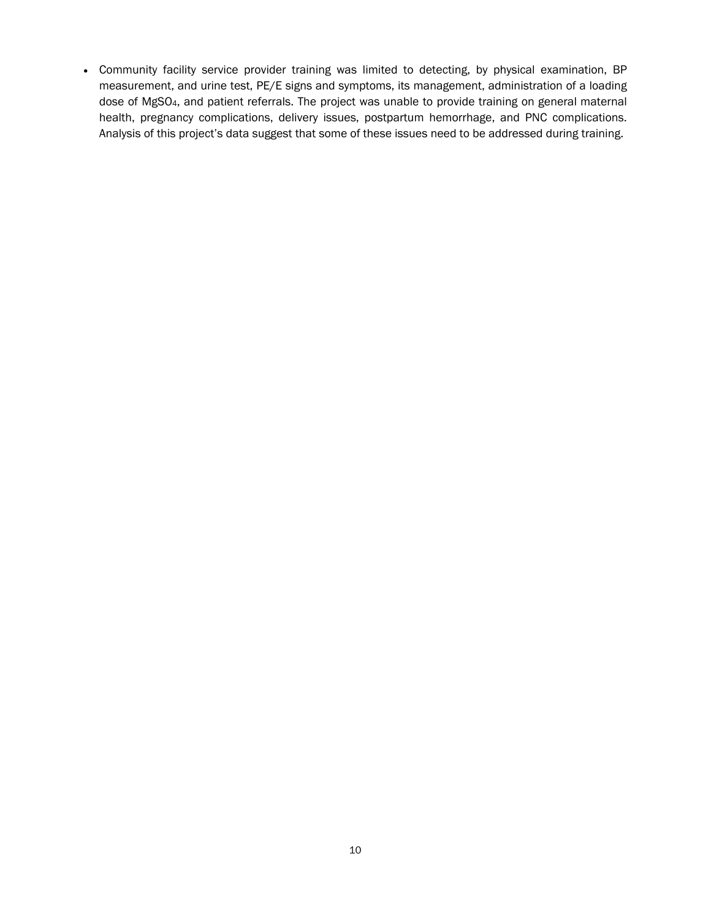- Community facility service provider training was limited to detecting, by physical examination, BP measurement, and urine test, PE/E signs and symptoms, its management, administration of a loading dose of $MgSO_4$, and patient referrals. The project was unable to provide training on general maternal health, pregnancy complications, delivery issues, postpartum hemorrhage, and PNC complications. Analysis of this project's data suggest that some of these issues need to be addressed during training.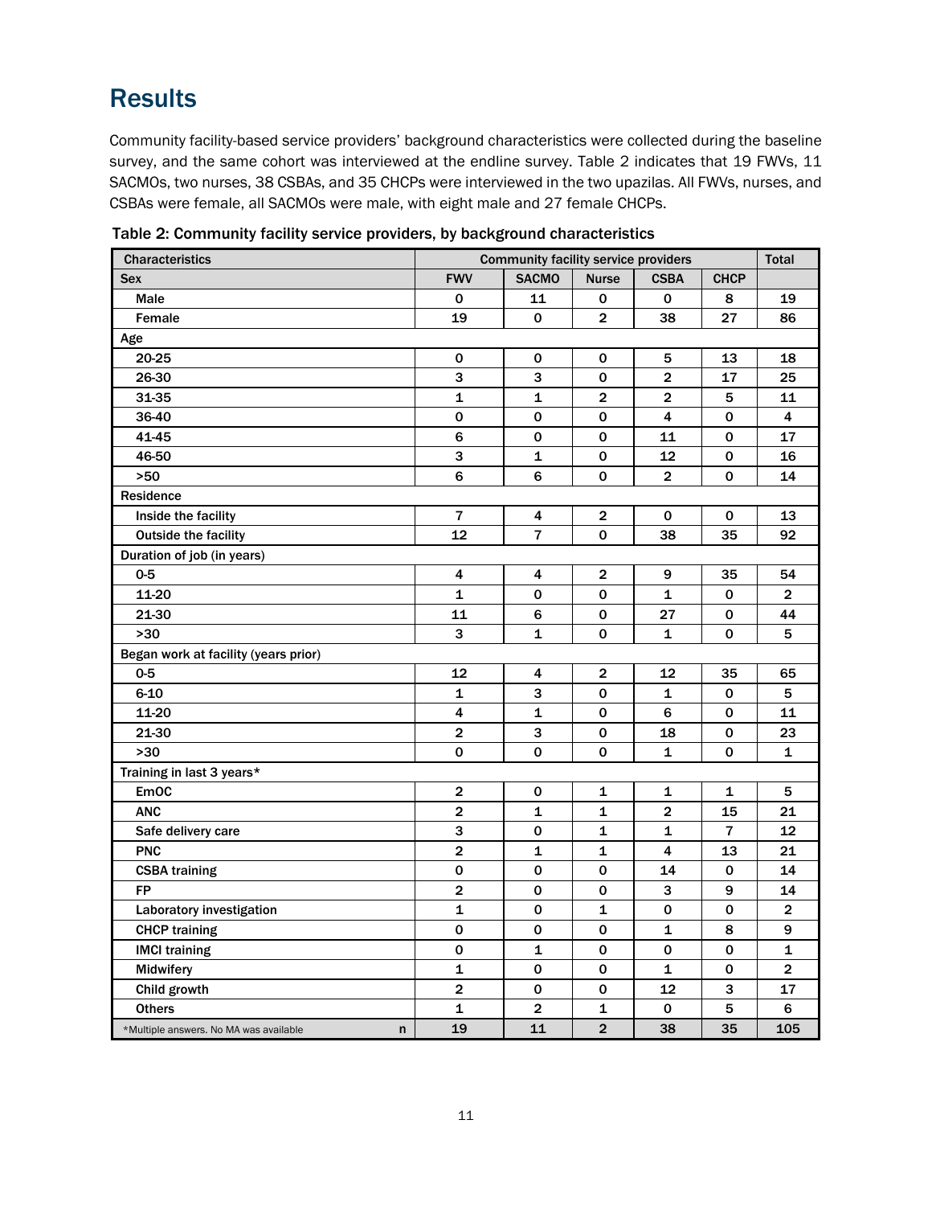# Results

Community facility-based service providers' background characteristics were collected during the baseline survey, and the same cohort was interviewed at the endline survey. Table 2 indicates that 19 FWVs, 11 SACMOs, two nurses, 38 CSBAs, and 35 CHCPs were interviewed in the two upazilas. All FWVs, nurses, and CSBAs were female, all SACMOs were male, with eight male and 27 female CHCPs.

**Table 2: Community facility service providers, by background characteristics**

| Characteristics | Community facility service providers | | | | | Total |
|---|---|---|---|---|---|---|
| **Sex** | **FWV** | **SACMO** | **Nurse** | **CSBA** | **CHCP** | |
| Male | 0 | 11 | 0 | 0 | 8 | 19 |
| Female | 19 | 0 | 2 | 38 | 27 | 86 |
| **Age** | | | | | | |
| 20-25 | 0 | 0 | 0 | 5 | 13 | 18 |
| 26-30 | 3 | 3 | 0 | 2 | 17 | 25 |
| 31-35 | 1 | 1 | 2 | 2 | 5 | 11 |
| 36-40 | 0 | 0 | 0 | 4 | 0 | 4 |
| 41-45 | 6 | 0 | 0 | 11 | 0 | 17 |
| 46-50 | 3 | 1 | 0 | 12 | 0 | 16 |
| >50 | 6 | 6 | 0 | 2 | 0 | 14 |
| **Residence** | | | | | | |
| Inside the facility | 7 | 4 | 2 | 0 | 0 | 13 |
| Outside the facility | 12 | 7 | 0 | 38 | 35 | 92 |
| **Duration of job (in years)** | | | | | | |
| 0-5 | 4 | 4 | 2 | 9 | 35 | 54 |
| 11-20 | 1 | 0 | 0 | 1 | 0 | 2 |
| 21-30 | 11 | 6 | 0 | 27 | 0 | 44 |
| >30 | 3 | 1 | 0 | 1 | 0 | 5 |
| **Began work at facility (years prior)** | | | | | | |
| 0-5 | 12 | 4 | 2 | 12 | 35 | 65 |
| 6-10 | 1 | 3 | 0 | 1 | 0 | 5 |
| 11-20 | 4 | 1 | 0 | 6 | 0 | 11 |
| 21-30 | 2 | 3 | 0 | 18 | 0 | 23 |
| >30 | 0 | 0 | 0 | 1 | 0 | 1 |
| **Training in last 3 years*** | | | | | | |
| EmOC | 2 | 0 | 1 | 1 | 1 | 5 |
| ANC | 2 | 1 | 1 | 2 | 15 | 21 |
| Safe delivery care | 3 | 0 | 1 | 1 | 7 | 12 |
| PNC | 2 | 1 | 1 | 4 | 13 | 21 |
| CSBA training | 0 | 0 | 0 | 14 | 0 | 14 |
| FP | 2 | 0 | 0 | 3 | 9 | 14 |
| Laboratory investigation | 1 | 0 | 1 | 0 | 0 | 2 |
| CHCP training | 0 | 0 | 0 | 1 | 8 | 9 |
| IMCI training | 0 | 1 | 0 | 0 | 0 | 1 |
| Midwifery | 1 | 0 | 0 | 1 | 0 | 2 |
| Child growth | 2 | 0 | 0 | 12 | 3 | 17 |
| Others | 1 | 2 | 1 | 0 | 5 | 6 |
| *Multiple answers. No MA was available — **n** | **19** | **11** | **2** | **38** | **35** | **105** |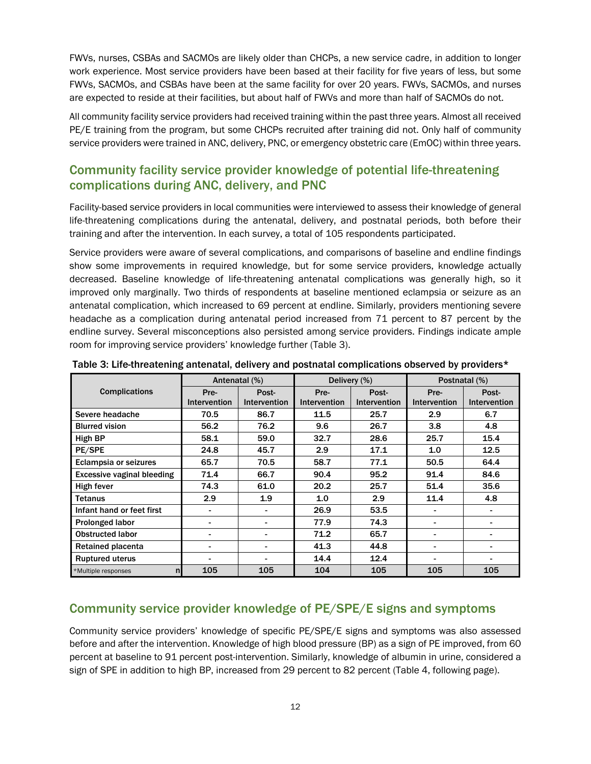FWVs, nurses, CSBAs and SACMOs are likely older than CHCPs, a new service cadre, in addition to longer work experience. Most service providers have been based at their facility for five years of less, but some FWVs, SACMOs, and CSBAs have been at the same facility for over 20 years. FWVs, SACMOs, and nurses are expected to reside at their facilities, but about half of FWVs and more than half of SACMOs do not.

All community facility service providers had received training within the past three years. Almost all received PE/E training from the program, but some CHCPs recruited after training did not. Only half of community service providers were trained in ANC, delivery, PNC, or emergency obstetric care (EmOC) within three years.

## Community facility service provider knowledge of potential life-threatening complications during ANC, delivery, and PNC

Facility-based service providers in local communities were interviewed to assess their knowledge of general life-threatening complications during the antenatal, delivery, and postnatal periods, both before their training and after the intervention. In each survey, a total of 105 respondents participated.

Service providers were aware of several complications, and comparisons of baseline and endline findings show some improvements in required knowledge, but for some service providers, knowledge actually decreased. Baseline knowledge of life-threatening antenatal complications was generally high, so it improved only marginally. Two thirds of respondents at baseline mentioned eclampsia or seizure as an antenatal complication, which increased to 69 percent at endline. Similarly, providers mentioning severe headache as a complication during antenatal period increased from 71 percent to 87 percent by the endline survey. Several misconceptions also persisted among service providers. Findings indicate ample room for improving service providers' knowledge further (Table 3).

**Table 3: Life-threatening antenatal, delivery and postnatal complications observed by providers\***

| Complications | Antenatal (%) | | Delivery (%) | | Postnatal (%) | |
|---|---|---|---|---|---|---|
| | Pre-Intervention | Post-Intervention | Pre-Intervention | Post-Intervention | Pre-Intervention | Post-Intervention |
| Severe headache | 70.5 | 86.7 | 11.5 | 25.7 | 2.9 | 6.7 |
| Blurred vision | 56.2 | 76.2 | 9.6 | 26.7 | 3.8 | 4.8 |
| High BP | 58.1 | 59.0 | 32.7 | 28.6 | 25.7 | 15.4 |
| PE/SPE | 24.8 | 45.7 | 2.9 | 17.1 | 1.0 | 12.5 |
| Eclampsia or seizures | 65.7 | 70.5 | 58.7 | 77.1 | 50.5 | 64.4 |
| Excessive vaginal bleeding | 71.4 | 66.7 | 90.4 | 95.2 | 91.4 | 84.6 |
| High fever | 74.3 | 61.0 | 20.2 | 25.7 | 51.4 | 35.6 |
| Tetanus | 2.9 | 1.9 | 1.0 | 2.9 | 11.4 | 4.8 |
| Infant hand or feet first | - | - | 26.9 | 53.5 | - | - |
| Prolonged labor | - | - | 77.9 | 74.3 | - | - |
| Obstructed labor | - | - | 71.2 | 65.7 | - | - |
| Retained placenta | - | - | 41.3 | 44.8 | - | - |
| Ruptured uterus | - | - | 14.4 | 12.4 | - | - |
| *Multiple responses n | 105 | 105 | 104 | 105 | 105 | 105 |

## Community service provider knowledge of PE/SPE/E signs and symptoms

Community service providers' knowledge of specific PE/SPE/E signs and symptoms was also assessed before and after the intervention. Knowledge of high blood pressure (BP) as a sign of PE improved, from 60 percent at baseline to 91 percent post-intervention. Similarly, knowledge of albumin in urine, considered a sign of SPE in addition to high BP, increased from 29 percent to 82 percent (Table 4, following page).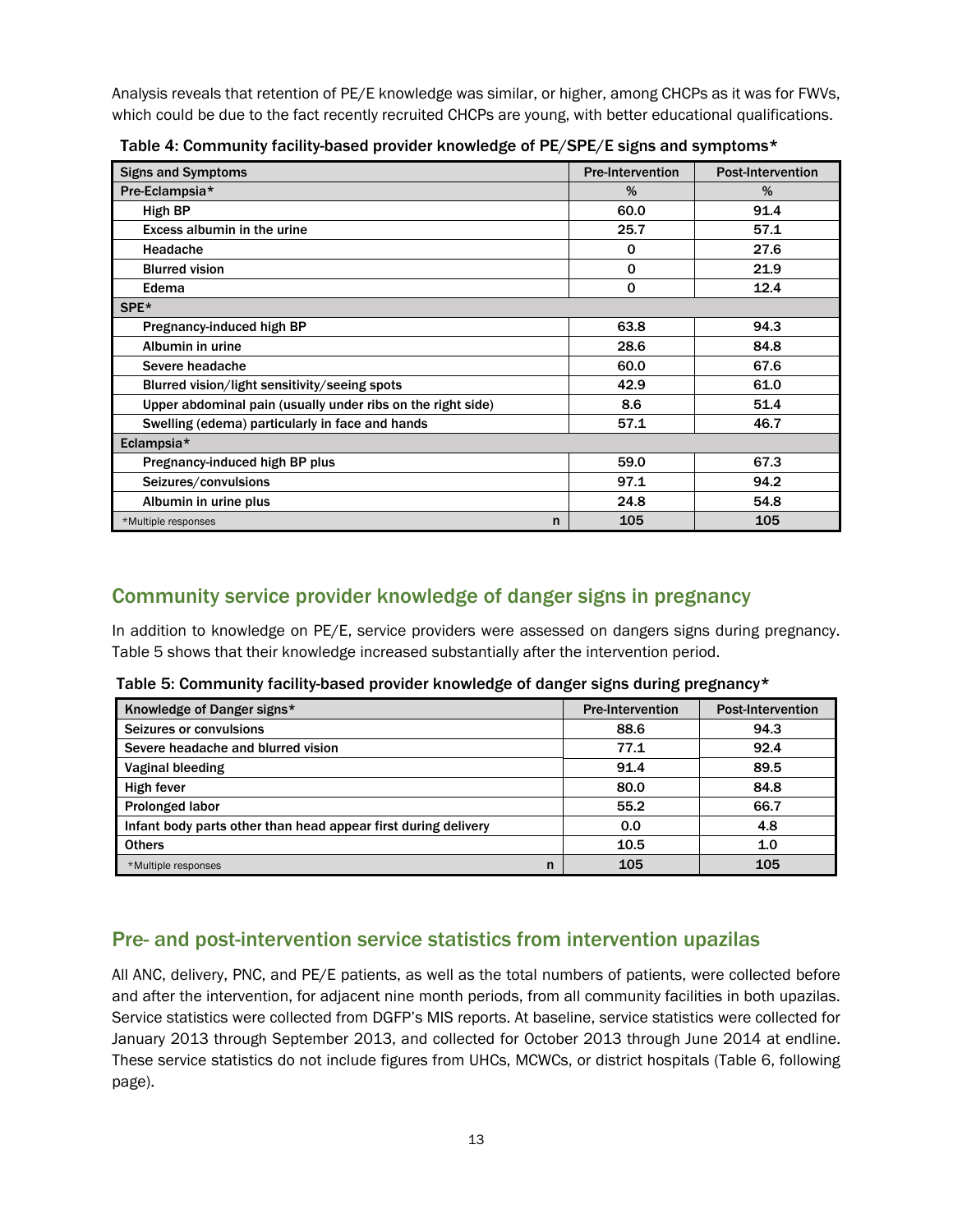Analysis reveals that retention of PE/E knowledge was similar, or higher, among CHCPs as it was for FWVs, which could be due to the fact recently recruited CHCPs are young, with better educational qualifications.

**Table 4: Community facility-based provider knowledge of PE/SPE/E signs and symptoms***

| Signs and Symptoms | Pre-Intervention | Post-Intervention |
|---|---|---|
| **Pre-Eclampsia*** | **%** | **%** |
| High BP | 60.0 | 91.4 |
| Excess albumin in the urine | 25.7 | 57.1 |
| Headache | 0 | 27.6 |
| Blurred vision | 0 | 21.9 |
| Edema | 0 | 12.4 |
| **SPE*** | | |
| Pregnancy-induced high BP | 63.8 | 94.3 |
| Albumin in urine | 28.6 | 84.8 |
| Severe headache | 60.0 | 67.6 |
| Blurred vision/light sensitivity/seeing spots | 42.9 | 61.0 |
| Upper abdominal pain (usually under ribs on the right side) | 8.6 | 51.4 |
| Swelling (edema) particularly in face and hands | 57.1 | 46.7 |
| **Eclampsia*** | | |
| Pregnancy-induced high BP plus | 59.0 | 67.3 |
| Seizures/convulsions | 97.1 | 94.2 |
| Albumin in urine plus | 24.8 | 54.8 |
| *Multiple responses n | 105 | 105 |

## Community service provider knowledge of danger signs in pregnancy

In addition to knowledge on PE/E, service providers were assessed on dangers signs during pregnancy. Table 5 shows that their knowledge increased substantially after the intervention period.

**Table 5: Community facility-based provider knowledge of danger signs during pregnancy***

| Knowledge of Danger signs* | Pre-Intervention | Post-Intervention |
|---|---|---|
| Seizures or convulsions | 88.6 | 94.3 |
| Severe headache and blurred vision | 77.1 | 92.4 |
| Vaginal bleeding | 91.4 | 89.5 |
| High fever | 80.0 | 84.8 |
| Prolonged labor | 55.2 | 66.7 |
| Infant body parts other than head appear first during delivery | 0.0 | 4.8 |
| Others | 10.5 | 1.0 |
| *Multiple responses n | 105 | 105 |

## Pre- and post-intervention service statistics from intervention upazilas

All ANC, delivery, PNC, and PE/E patients, as well as the total numbers of patients, were collected before and after the intervention, for adjacent nine month periods, from all community facilities in both upazilas. Service statistics were collected from DGFP's MIS reports. At baseline, service statistics were collected for January 2013 through September 2013, and collected for October 2013 through June 2014 at endline. These service statistics do not include figures from UHCs, MCWCs, or district hospitals (Table 6, following page).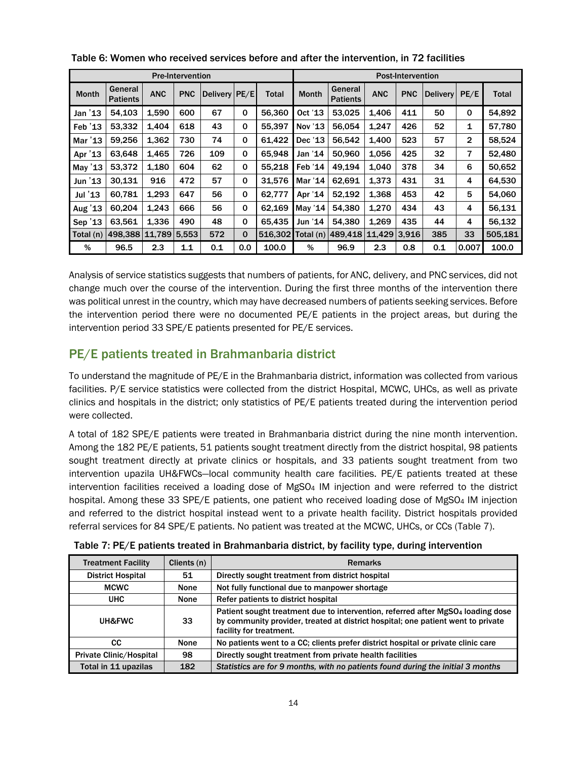Table 6: Women who received services before and after the intervention, in 72 facilities

| Pre-Intervention | | | | | | | Post-Intervention | | | | | | |
|---|---|---|---|---|---|---|---|---|---|---|---|---|---|
| Month | General Patients | ANC | PNC | Delivery | PE/E | Total | Month | General Patients | ANC | PNC | Delivery | PE/E | Total |
| Jan '13 | 54,103 | 1,590 | 600 | 67 | 0 | 56,360 | Oct '13 | 53,025 | 1,406 | 411 | 50 | 0 | 54,892 |
| Feb '13 | 53,332 | 1,404 | 618 | 43 | 0 | 55,397 | Nov '13 | 56,054 | 1,247 | 426 | 52 | 1 | 57,780 |
| Mar '13 | 59,256 | 1,362 | 730 | 74 | 0 | 61,422 | Dec '13 | 56,542 | 1,400 | 523 | 57 | 2 | 58,524 |
| Apr '13 | 63,648 | 1,465 | 726 | 109 | 0 | 65,948 | Jan '14 | 50,960 | 1,056 | 425 | 32 | 7 | 52,480 |
| May '13 | 53,372 | 1,180 | 604 | 62 | 0 | 55,218 | Feb '14 | 49,194 | 1,040 | 378 | 34 | 6 | 50,652 |
| Jun '13 | 30,131 | 916 | 472 | 57 | 0 | 31,576 | Mar '14 | 62,691 | 1,373 | 431 | 31 | 4 | 64,530 |
| Jul '13 | 60,781 | 1,293 | 647 | 56 | 0 | 62,777 | Apr '14 | 52,192 | 1,368 | 453 | 42 | 5 | 54,060 |
| Aug '13 | 60,204 | 1,243 | 666 | 56 | 0 | 62,169 | May '14 | 54,380 | 1,270 | 434 | 43 | 4 | 56,131 |
| Sep '13 | 63,561 | 1,336 | 490 | 48 | 0 | 65,435 | Jun '14 | 54,380 | 1,269 | 435 | 44 | 4 | 56,132 |
| Total (n) | 498,388 | 11,789 | 5,553 | 572 | 0 | 516,302 | Total (n) | 489,418 | 11,429 | 3,916 | 385 | 33 | 505,181 |
| % | 96.5 | 2.3 | 1.1 | 0.1 | 0.0 | 100.0 | % | 96.9 | 2.3 | 0.8 | 0.1 | 0.007 | 100.0 |

Analysis of service statistics suggests that numbers of patients, for ANC, delivery, and PNC services, did not change much over the course of the intervention. During the first three months of the intervention there was political unrest in the country, which may have decreased numbers of patients seeking services. Before the intervention period there were no documented PE/E patients in the project areas, but during the intervention period 33 SPE/E patients presented for PE/E services.

## PE/E patients treated in Brahmanbaria district

To understand the magnitude of PE/E in the Brahmanbaria district, information was collected from various facilities. P/E service statistics were collected from the district Hospital, MCWC, UHCs, as well as private clinics and hospitals in the district; only statistics of PE/E patients treated during the intervention period were collected.

A total of 182 SPE/E patients were treated in Brahmanbaria district during the nine month intervention. Among the 182 PE/E patients, 51 patients sought treatment directly from the district hospital, 98 patients sought treatment directly at private clinics or hospitals, and 33 patients sought treatment from two intervention upazila UH&FWCs—local community health care facilities. PE/E patients treated at these intervention facilities received a loading dose of $MgSO_4$ IM injection and were referred to the district hospital. Among these 33 SPE/E patients, one patient who received loading dose of $MgSO_4$ IM injection and referred to the district hospital instead went to a private health facility. District hospitals provided referral services for 84 SPE/E patients. No patient was treated at the MCWC, UHCs, or CCs (Table 7).

Table 7: PE/E patients treated in Brahmanbaria district, by facility type, during intervention

| Treatment Facility | Clients (n) | Remarks |
|---|---|---|
| District Hospital | 51 | Directly sought treatment from district hospital |
| MCWC | None | Not fully functional due to manpower shortage |
| UHC | None | Refer patients to district hospital |
| UH&FWC | 33 | Patient sought treatment due to intervention, referred after $MgSO_4$ loading dose by community provider, treated at district hospital; one patient went to private facility for treatment. |
| CC | None | No patients went to a CC; clients prefer district hospital or private clinic care |
| Private Clinic/Hospital | 98 | Directly sought treatment from private health facilities |
| Total in 11 upazilas | 182 | *Statistics are for 9 months, with no patients found during the initial 3 months* |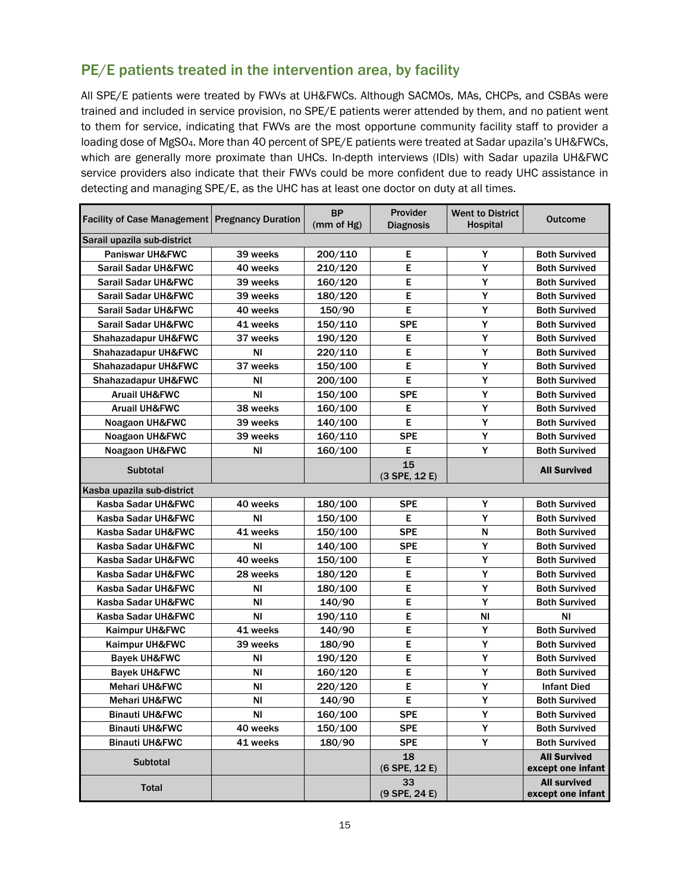## PE/E patients treated in the intervention area, by facility

All SPE/E patients were treated by FWVs at UH&FWCs. Although SACMOs, MAs, CHCPs, and CSBAs were trained and included in service provision, no SPE/E patients werer attended by them, and no patient went to them for service, indicating that FWVs are the most opportune community facility staff to provider a loading dose of $MgSO_4$. More than 40 percent of SPE/E patients were treated at Sadar upazila's UH&FWCs, which are generally more proximate than UHCs. In-depth interviews (IDIs) with Sadar upazila UH&FWC service providers also indicate that their FWVs could be more confident due to ready UHC assistance in detecting and managing SPE/E, as the UHC has at least one doctor on duty at all times.

| Facility of Case Management | Pregnancy Duration | BP (mm of Hg) | Provider Diagnosis | Went to District Hospital | Outcome |
|---|---|---|---|---|---|
| **Sarail upazila sub-district** | | | | | |
| Paniswar UH&FWC | 39 weeks | 200/110 | E | Y | Both Survived |
| Sarail Sadar UH&FWC | 40 weeks | 210/120 | E | Y | Both Survived |
| Sarail Sadar UH&FWC | 39 weeks | 160/120 | E | Y | Both Survived |
| Sarail Sadar UH&FWC | 39 weeks | 180/120 | E | Y | Both Survived |
| Sarail Sadar UH&FWC | 40 weeks | 150/90 | E | Y | Both Survived |
| Sarail Sadar UH&FWC | 41 weeks | 150/110 | SPE | Y | Both Survived |
| Shahazadapur UH&FWC | 37 weeks | 190/120 | E | Y | Both Survived |
| Shahazadapur UH&FWC | NI | 220/110 | E | Y | Both Survived |
| Shahazadapur UH&FWC | 37 weeks | 150/100 | E | Y | Both Survived |
| Shahazadapur UH&FWC | NI | 200/100 | E | Y | Both Survived |
| Aruail UH&FWC | NI | 150/100 | SPE | Y | Both Survived |
| Aruail UH&FWC | 38 weeks | 160/100 | E | Y | Both Survived |
| Noagaon UH&FWC | 39 weeks | 140/100 | E | Y | Both Survived |
| Noagaon UH&FWC | 39 weeks | 160/110 | SPE | Y | Both Survived |
| Noagaon UH&FWC | NI | 160/100 | E | Y | Both Survived |
| **Subtotal** | | | **15 (3 SPE, 12 E)** | | **All Survived** |
| **Kasba upazila sub-district** | | | | | |
| Kasba Sadar UH&FWC | 40 weeks | 180/100 | SPE | Y | Both Survived |
| Kasba Sadar UH&FWC | NI | 150/100 | E | Y | Both Survived |
| Kasba Sadar UH&FWC | 41 weeks | 150/100 | SPE | N | Both Survived |
| Kasba Sadar UH&FWC | NI | 140/100 | SPE | Y | Both Survived |
| Kasba Sadar UH&FWC | 40 weeks | 150/100 | E | Y | Both Survived |
| Kasba Sadar UH&FWC | 28 weeks | 180/120 | E | Y | Both Survived |
| Kasba Sadar UH&FWC | NI | 180/100 | E | Y | Both Survived |
| Kasba Sadar UH&FWC | NI | 140/90 | E | Y | Both Survived |
| Kasba Sadar UH&FWC | NI | 190/110 | E | NI | NI |
| Kaimpur UH&FWC | 41 weeks | 140/90 | E | Y | Both Survived |
| Kaimpur UH&FWC | 39 weeks | 180/90 | E | Y | Both Survived |
| Bayek UH&FWC | NI | 190/120 | E | Y | Both Survived |
| Bayek UH&FWC | NI | 160/120 | E | Y | Both Survived |
| Mehari UH&FWC | NI | 220/120 | E | Y | Infant Died |
| Mehari UH&FWC | NI | 140/90 | E | Y | Both Survived |
| Binauti UH&FWC | NI | 160/100 | SPE | Y | Both Survived |
| Binauti UH&FWC | 40 weeks | 150/100 | SPE | Y | Both Survived |
| Binauti UH&FWC | 41 weeks | 180/90 | SPE | Y | Both Survived |
| **Subtotal** | | | **18 (6 SPE, 12 E)** | | **All Survived except one infant** |
| **Total** | | | **33 (9 SPE, 24 E)** | | **All survived except one infant** |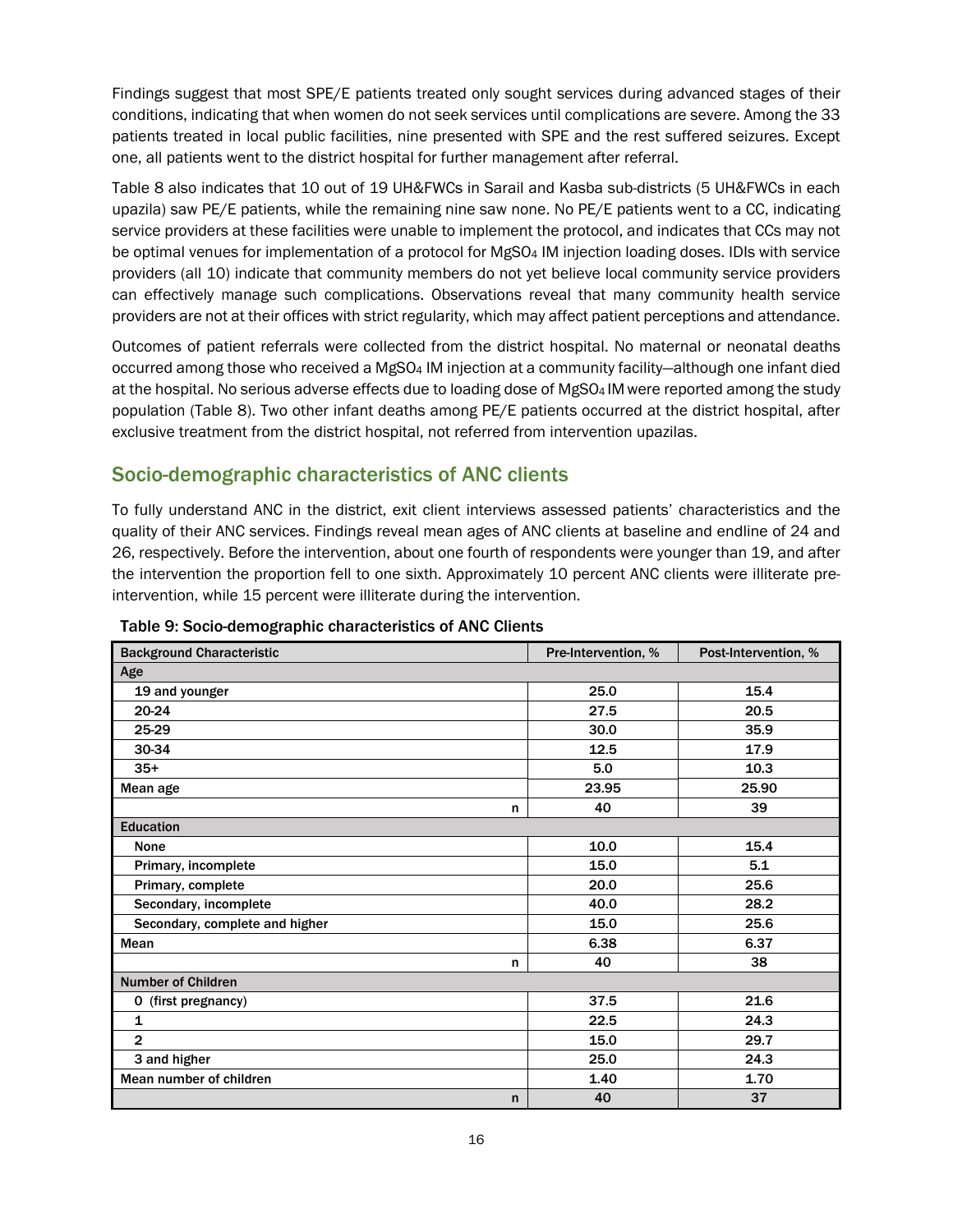Findings suggest that most SPE/E patients treated only sought services during advanced stages of their conditions, indicating that when women do not seek services until complications are severe. Among the 33 patients treated in local public facilities, nine presented with SPE and the rest suffered seizures. Except one, all patients went to the district hospital for further management after referral.

Table 8 also indicates that 10 out of 19 UH&FWCs in Sarail and Kasba sub-districts (5 UH&FWCs in each upazila) saw PE/E patients, while the remaining nine saw none. No PE/E patients went to a CC, indicating service providers at these facilities were unable to implement the protocol, and indicates that CCs may not be optimal venues for implementation of a protocol for $MgSO_4$ IM injection loading doses. IDIs with service providers (all 10) indicate that community members do not yet believe local community service providers can effectively manage such complications. Observations reveal that many community health service providers are not at their offices with strict regularity, which may affect patient perceptions and attendance.

Outcomes of patient referrals were collected from the district hospital. No maternal or neonatal deaths occurred among those who received a $MgSO_4$ IM injection at a community facility—although one infant died at the hospital. No serious adverse effects due to loading dose of $MgSO_4$ IM were reported among the study population (Table 8). Two other infant deaths among PE/E patients occurred at the district hospital, after exclusive treatment from the district hospital, not referred from intervention upazilas.

## Socio-demographic characteristics of ANC clients

To fully understand ANC in the district, exit client interviews assessed patients' characteristics and the quality of their ANC services. Findings reveal mean ages of ANC clients at baseline and endline of 24 and 26, respectively. Before the intervention, about one fourth of respondents were younger than 19, and after the intervention the proportion fell to one sixth. Approximately 10 percent ANC clients were illiterate pre-intervention, while 15 percent were illiterate during the intervention.

Table 9: Socio-demographic characteristics of ANC Clients

| Background Characteristic | Pre-Intervention, % | Post-Intervention, % |
|---|---|---|
| **Age** | | |
| 19 and younger | 25.0 | 15.4 |
| 20-24 | 27.5 | 20.5 |
| 25-29 | 30.0 | 35.9 |
| 30-34 | 12.5 | 17.9 |
| 35+ | 5.0 | 10.3 |
| Mean age | 23.95 | 25.90 |
| n | 40 | 39 |
| **Education** | | |
| None | 10.0 | 15.4 |
| Primary, incomplete | 15.0 | 5.1 |
| Primary, complete | 20.0 | 25.6 |
| Secondary, incomplete | 40.0 | 28.2 |
| Secondary, complete and higher | 15.0 | 25.6 |
| Mean | 6.38 | 6.37 |
| n | 40 | 38 |
| **Number of Children** | | |
| 0 (first pregnancy) | 37.5 | 21.6 |
| 1 | 22.5 | 24.3 |
| 2 | 15.0 | 29.7 |
| 3 and higher | 25.0 | 24.3 |
| Mean number of children | 1.40 | 1.70 |
| n | 40 | 37 |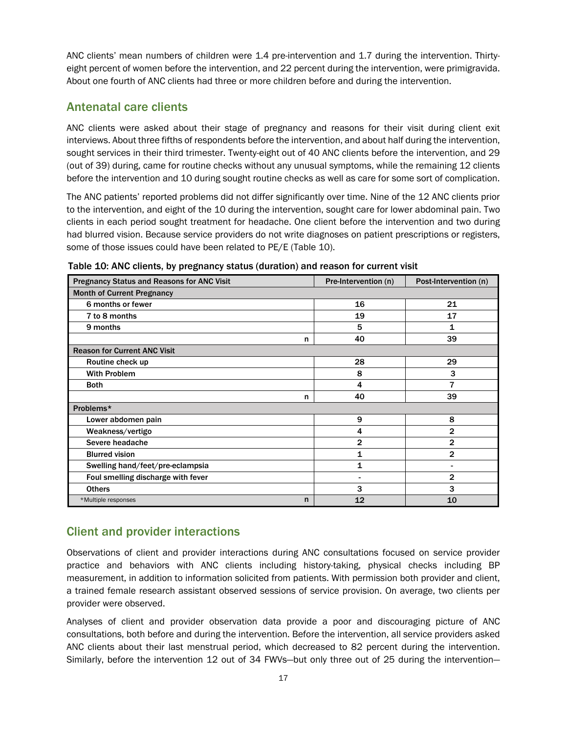ANC clients' mean numbers of children were 1.4 pre-intervention and 1.7 during the intervention. Thirty-eight percent of women before the intervention, and 22 percent during the intervention, were primigravida. About one fourth of ANC clients had three or more children before and during the intervention.

## Antenatal care clients

ANC clients were asked about their stage of pregnancy and reasons for their visit during client exit interviews. About three fifths of respondents before the intervention, and about half during the intervention, sought services in their third trimester. Twenty-eight out of 40 ANC clients before the intervention, and 29 (out of 39) during, came for routine checks without any unusual symptoms, while the remaining 12 clients before the intervention and 10 during sought routine checks as well as care for some sort of complication.

The ANC patients' reported problems did not differ significantly over time. Nine of the 12 ANC clients prior to the intervention, and eight of the 10 during the intervention, sought care for lower abdominal pain. Two clients in each period sought treatment for headache. One client before the intervention and two during had blurred vision. Because service providers do not write diagnoses on patient prescriptions or registers, some of those issues could have been related to PE/E (Table 10).

Table 10: ANC clients, by pregnancy status (duration) and reason for current visit

| Pregnancy Status and Reasons for ANC Visit | Pre-Intervention (n) | Post-Intervention (n) |
|---|---|---|
| **Month of Current Pregnancy** | | |
| 6 months or fewer | 16 | 21 |
| 7 to 8 months | 19 | 17 |
| 9 months | 5 | 1 |
| n | 40 | 39 |
| **Reason for Current ANC Visit** | | |
| Routine check up | 28 | 29 |
| With Problem | 8 | 3 |
| Both | 4 | 7 |
| n | 40 | 39 |
| **Problems*** | | |
| Lower abdomen pain | 9 | 8 |
| Weakness/vertigo | 4 | 2 |
| Severe headache | 2 | 2 |
| Blurred vision | 1 | 2 |
| Swelling hand/feet/pre-eclampsia | 1 | - |
| Foul smelling discharge with fever | - | 2 |
| Others | 3 | 3 |
| *Multiple responses n | 12 | 10 |

## Client and provider interactions

Observations of client and provider interactions during ANC consultations focused on service provider practice and behaviors with ANC clients including history-taking, physical checks including BP measurement, in addition to information solicited from patients. With permission both provider and client, a trained female research assistant observed sessions of service provision. On average, two clients per provider were observed.

Analyses of client and provider observation data provide a poor and discouraging picture of ANC consultations, both before and during the intervention. Before the intervention, all service providers asked ANC clients about their last menstrual period, which decreased to 82 percent during the intervention. Similarly, before the intervention 12 out of 34 FWVs—but only three out of 25 during the intervention—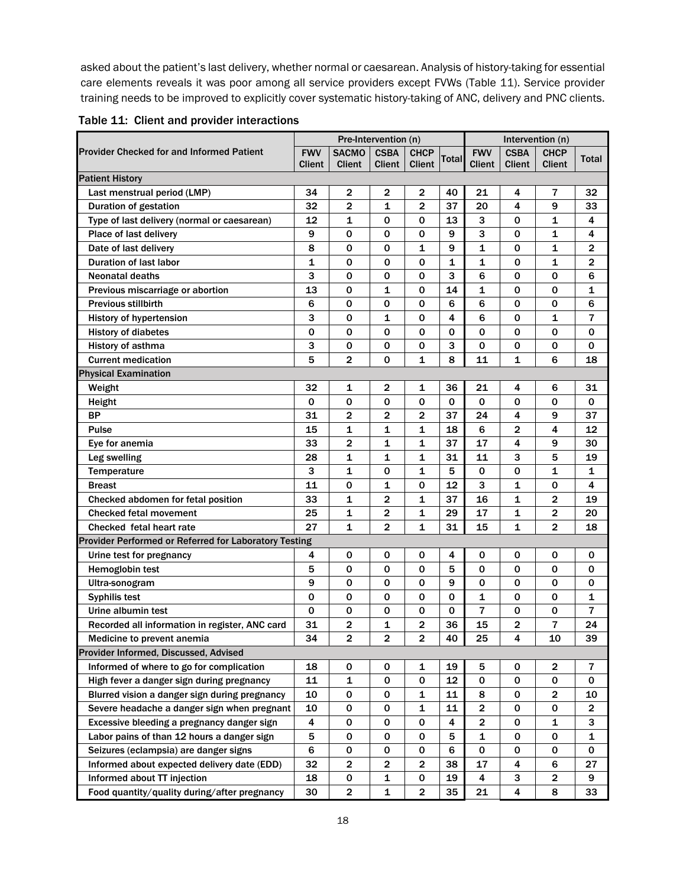asked about the patient's last delivery, whether normal or caesarean. Analysis of history-taking for essential care elements reveals it was poor among all service providers except FVWs (Table 11). Service provider training needs to be improved to explicitly cover systematic history-taking of ANC, delivery and PNC clients.

Table 11: Client and provider interactions

| Provider Checked for and Informed Patient | Pre-Intervention (n) | | | | | Intervention (n) | | | |
|---|---|---|---|---|---|---|---|---|---|
| | FWV Client | SACMO Client | CSBA Client | CHCP Client | Total | FWV Client | CSBA Client | CHCP Client | Total |
| **Patient History** | | | | | | | | | |
| Last menstrual period (LMP) | 34 | 2 | 2 | 2 | 40 | 21 | 4 | 7 | 32 |
| Duration of gestation | 32 | 2 | 1 | 2 | 37 | 20 | 4 | 9 | 33 |
| Type of last delivery (normal or caesarean) | 12 | 1 | 0 | 0 | 13 | 3 | 0 | 1 | 4 |
| Place of last delivery | 9 | 0 | 0 | 0 | 9 | 3 | 0 | 1 | 4 |
| Date of last delivery | 8 | 0 | 0 | 1 | 9 | 1 | 0 | 1 | 2 |
| Duration of last labor | 1 | 0 | 0 | 0 | 1 | 1 | 0 | 1 | 2 |
| Neonatal deaths | 3 | 0 | 0 | 0 | 3 | 6 | 0 | 0 | 6 |
| Previous miscarriage or abortion | 13 | 0 | 1 | 0 | 14 | 1 | 0 | 0 | 1 |
| Previous stillbirth | 6 | 0 | 0 | 0 | 6 | 6 | 0 | 0 | 6 |
| History of hypertension | 3 | 0 | 1 | 0 | 4 | 6 | 0 | 1 | 7 |
| History of diabetes | 0 | 0 | 0 | 0 | 0 | 0 | 0 | 0 | 0 |
| History of asthma | 3 | 0 | 0 | 0 | 3 | 0 | 0 | 0 | 0 |
| Current medication | 5 | 2 | 0 | 1 | 8 | 11 | 1 | 6 | 18 |
| **Physical Examination** | | | | | | | | | |
| Weight | 32 | 1 | 2 | 1 | 36 | 21 | 4 | 6 | 31 |
| Height | 0 | 0 | 0 | 0 | 0 | 0 | 0 | 0 | 0 |
| BP | 31 | 2 | 2 | 2 | 37 | 24 | 4 | 9 | 37 |
| Pulse | 15 | 1 | 1 | 1 | 18 | 6 | 2 | 4 | 12 |
| Eye for anemia | 33 | 2 | 1 | 1 | 37 | 17 | 4 | 9 | 30 |
| Leg swelling | 28 | 1 | 1 | 1 | 31 | 11 | 3 | 5 | 19 |
| Temperature | 3 | 1 | 0 | 1 | 5 | 0 | 0 | 1 | 1 |
| Breast | 11 | 0 | 1 | 0 | 12 | 3 | 1 | 0 | 4 |
| Checked abdomen for fetal position | 33 | 1 | 2 | 1 | 37 | 16 | 1 | 2 | 19 |
| Checked fetal movement | 25 | 1 | 2 | 1 | 29 | 17 | 1 | 2 | 20 |
| Checked fetal heart rate | 27 | 1 | 2 | 1 | 31 | 15 | 1 | 2 | 18 |
| **Provider Performed or Referred for Laboratory Testing** | | | | | | | | | |
| Urine test for pregnancy | 4 | 0 | 0 | 0 | 4 | 0 | 0 | 0 | 0 |
| Hemoglobin test | 5 | 0 | 0 | 0 | 5 | 0 | 0 | 0 | 0 |
| Ultra-sonogram | 9 | 0 | 0 | 0 | 9 | 0 | 0 | 0 | 0 |
| Syphilis test | 0 | 0 | 0 | 0 | 0 | 1 | 0 | 0 | 1 |
| Urine albumin test | 0 | 0 | 0 | 0 | 0 | 7 | 0 | 0 | 7 |
| Recorded all information in register, ANC card | 31 | 2 | 1 | 2 | 36 | 15 | 2 | 7 | 24 |
| Medicine to prevent anemia | 34 | 2 | 2 | 2 | 40 | 25 | 4 | 10 | 39 |
| **Provider Informed, Discussed, Advised** | | | | | | | | | |
| Informed of where to go for complication | 18 | 0 | 0 | 1 | 19 | 5 | 0 | 2 | 7 |
| High fever a danger sign during pregnancy | 11 | 1 | 0 | 0 | 12 | 0 | 0 | 0 | 0 |
| Blurred vision a danger sign during pregnancy | 10 | 0 | 0 | 1 | 11 | 8 | 0 | 2 | 10 |
| Severe headache a danger sign when pregnant | 10 | 0 | 0 | 1 | 11 | 2 | 0 | 0 | 2 |
| Excessive bleeding a pregnancy danger sign | 4 | 0 | 0 | 0 | 4 | 2 | 0 | 1 | 3 |
| Labor pains of than 12 hours a danger sign | 5 | 0 | 0 | 0 | 5 | 1 | 0 | 0 | 1 |
| Seizures (eclampsia) are danger signs | 6 | 0 | 0 | 0 | 6 | 0 | 0 | 0 | 0 |
| Informed about expected delivery date (EDD) | 32 | 2 | 2 | 2 | 38 | 17 | 4 | 6 | 27 |
| Informed about TT injection | 18 | 0 | 1 | 0 | 19 | 4 | 3 | 2 | 9 |
| Food quantity/quality during/after pregnancy | 30 | 2 | 1 | 2 | 35 | 21 | 4 | 8 | 33 |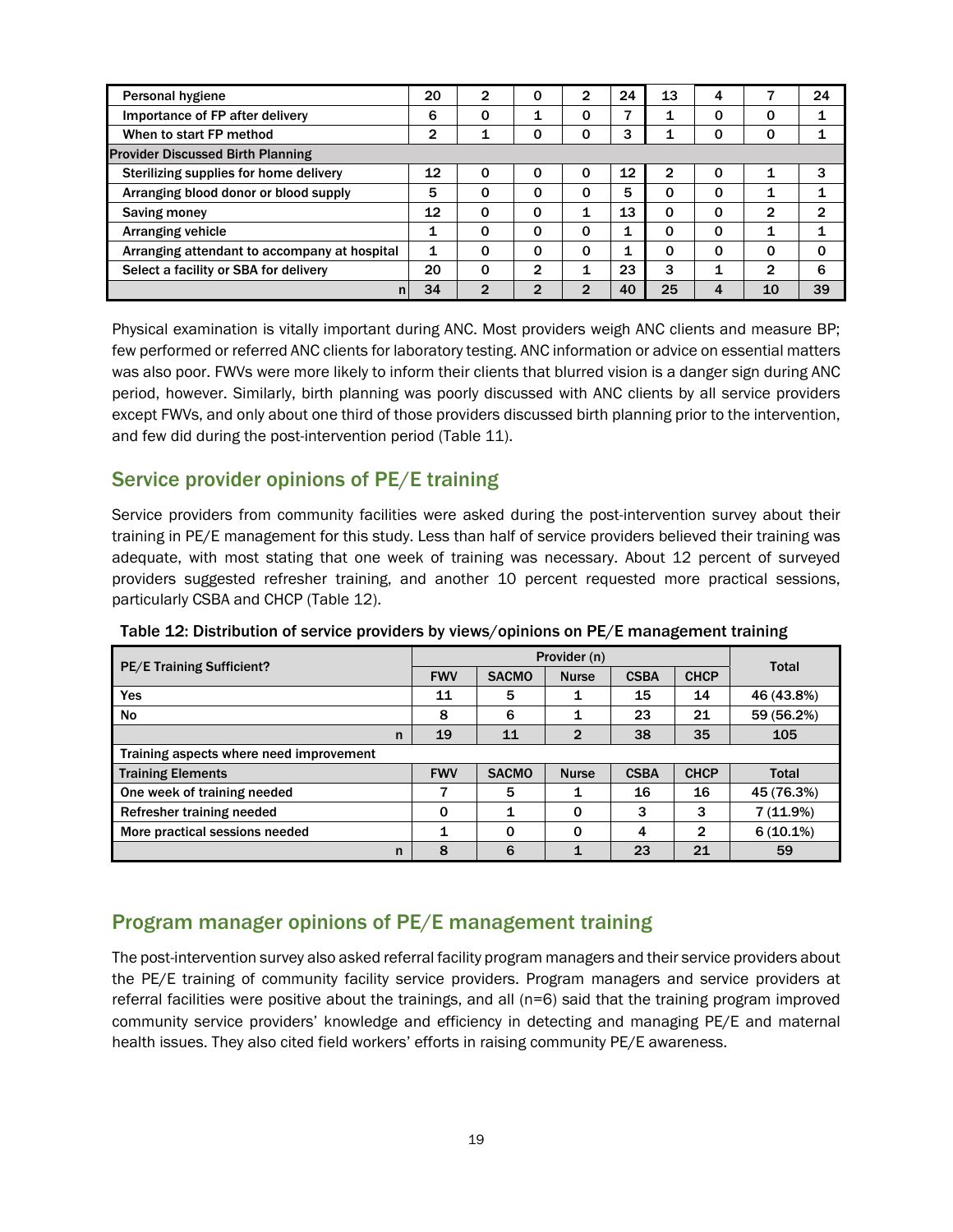| | | | | | | | | | |
|---|---|---|---|---|---|---|---|---|---|
| Personal hygiene | 20 | 2 | 0 | 2 | 24 | 13 | 4 | 7 | 24 |
| Importance of FP after delivery | 6 | 0 | 1 | 0 | 7 | 1 | 0 | 0 | 1 |
| When to start FP method | 2 | 1 | 0 | 0 | 3 | 1 | 0 | 0 | 1 |
| **Provider Discussed Birth Planning** | | | | | | | | | |
| Sterilizing supplies for home delivery | 12 | 0 | 0 | 0 | 12 | 2 | 0 | 1 | 3 |
| Arranging blood donor or blood supply | 5 | 0 | 0 | 0 | 5 | 0 | 0 | 1 | 1 |
| Saving money | 12 | 0 | 0 | 1 | 13 | 0 | 0 | 2 | 2 |
| Arranging vehicle | 1 | 0 | 0 | 0 | 1 | 0 | 0 | 1 | 1 |
| Arranging attendant to accompany at hospital | 1 | 0 | 0 | 0 | 1 | 0 | 0 | 0 | 0 |
| Select a facility or SBA for delivery | 20 | 0 | 2 | 1 | 23 | 3 | 1 | 2 | 6 |
| n | 34 | 2 | 2 | 2 | 40 | 25 | 4 | 10 | 39 |

Physical examination is vitally important during ANC. Most providers weigh ANC clients and measure BP; few performed or referred ANC clients for laboratory testing. ANC information or advice on essential matters was also poor. FWVs were more likely to inform their clients that blurred vision is a danger sign during ANC period, however. Similarly, birth planning was poorly discussed with ANC clients by all service providers except FWVs, and only about one third of those providers discussed birth planning prior to the intervention, and few did during the post-intervention period (Table 11).

## Service provider opinions of PE/E training

Service providers from community facilities were asked during the post-intervention survey about their training in PE/E management for this study. Less than half of service providers believed their training was adequate, with most stating that one week of training was necessary. About 12 percent of surveyed providers suggested refresher training, and another 10 percent requested more practical sessions, particularly CSBA and CHCP (Table 12).

Table 12: Distribution of service providers by views/opinions on PE/E management training

| PE/E Training Sufficient? | Provider (n) | | | | | Total |
|---|---|---|---|---|---|---|
| | FWV | SACMO | Nurse | CSBA | CHCP | |
| Yes | 11 | 5 | 1 | 15 | 14 | 46 (43.8%) |
| No | 8 | 6 | 1 | 23 | 21 | 59 (56.2%) |
| n | 19 | 11 | 2 | 38 | 35 | 105 |
| Training aspects where need improvement | | | | | | |
| **Training Elements** | **FWV** | **SACMO** | **Nurse** | **CSBA** | **CHCP** | **Total** |
| One week of training needed | 7 | 5 | 1 | 16 | 16 | 45 (76.3%) |
| Refresher training needed | 0 | 1 | 0 | 3 | 3 | 7 (11.9%) |
| More practical sessions needed | 1 | 0 | 0 | 4 | 2 | 6 (10.1%) |
| n | 8 | 6 | 1 | 23 | 21 | 59 |

## Program manager opinions of PE/E management training

The post-intervention survey also asked referral facility program managers and their service providers about the PE/E training of community facility service providers. Program managers and service providers at referral facilities were positive about the trainings, and all (n=6) said that the training program improved community service providers' knowledge and efficiency in detecting and managing PE/E and maternal health issues. They also cited field workers' efforts in raising community PE/E awareness.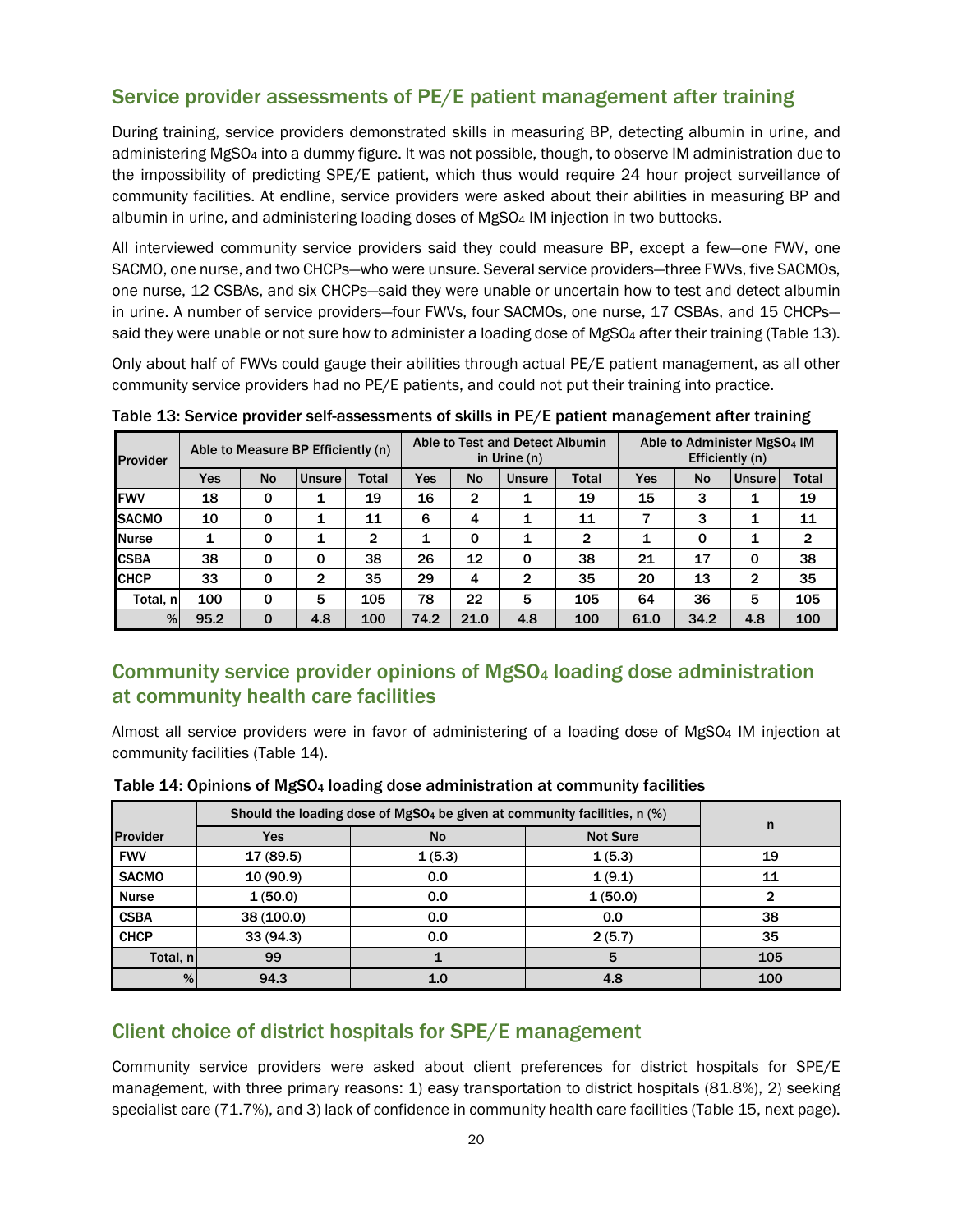## Service provider assessments of PE/E patient management after training

During training, service providers demonstrated skills in measuring BP, detecting albumin in urine, and administering $MgSO_4$ into a dummy figure. It was not possible, though, to observe IM administration due to the impossibility of predicting SPE/E patient, which thus would require 24 hour project surveillance of community facilities. At endline, service providers were asked about their abilities in measuring BP and albumin in urine, and administering loading doses of $MgSO_4$ IM injection in two buttocks.

All interviewed community service providers said they could measure BP, except a few—one FWV, one SACMO, one nurse, and two CHCPs—who were unsure. Several service providers—three FWVs, five SACMOs, one nurse, 12 CSBAs, and six CHCPs—said they were unable or uncertain how to test and detect albumin in urine. A number of service providers—four FWVs, four SACMOs, one nurse, 17 CSBAs, and 15 CHCPs—said they were unable or not sure how to administer a loading dose of $MgSO_4$ after their training (Table 13).

Only about half of FWVs could gauge their abilities through actual PE/E patient management, as all other community service providers had no PE/E patients, and could not put their training into practice.

**Table 13: Service provider self-assessments of skills in PE/E patient management after training**

| Provider | Able to Measure BP Efficiently (n) | | | | Able to Test and Detect Albumin in Urine (n) | | | | Able to Administer $MgSO_4$ IM Efficiently (n) | | | |
|---|---|---|---|---|---|---|---|---|---|---|---|---|
| | Yes | No | Unsure | Total | Yes | No | Unsure | Total | Yes | No | Unsure | Total |
| FWV | 18 | 0 | 1 | 19 | 16 | 2 | 1 | 19 | 15 | 3 | 1 | 19 |
| SACMO | 10 | 0 | 1 | 11 | 6 | 4 | 1 | 11 | 7 | 3 | 1 | 11 |
| Nurse | 1 | 0 | 1 | 2 | 1 | 0 | 1 | 2 | 1 | 0 | 1 | 2 |
| CSBA | 38 | 0 | 0 | 38 | 26 | 12 | 0 | 38 | 21 | 17 | 0 | 38 |
| CHCP | 33 | 0 | 2 | 35 | 29 | 4 | 2 | 35 | 20 | 13 | 2 | 35 |
| Total, n | 100 | 0 | 5 | 105 | 78 | 22 | 5 | 105 | 64 | 36 | 5 | 105 |
| % | 95.2 | 0 | 4.8 | 100 | 74.2 | 21.0 | 4.8 | 100 | 61.0 | 34.2 | 4.8 | 100 |

## Community service provider opinions of $MgSO_4$ loading dose administration at community health care facilities

Almost all service providers were in favor of administering of a loading dose of $MgSO_4$ IM injection at community facilities (Table 14).

**Table 14: Opinions of $MgSO_4$ loading dose administration at community facilities**

| Provider | Should the loading dose of $MgSO_4$ be given at community facilities, n (%) | | | n |
|---|---|---|---|---|
| | Yes | No | Not Sure | |
| FWV | 17 (89.5) | 1 (5.3) | 1 (5.3) | 19 |
| SACMO | 10 (90.9) | 0.0 | 1 (9.1) | 11 |
| Nurse | 1 (50.0) | 0.0 | 1 (50.0) | 2 |
| CSBA | 38 (100.0) | 0.0 | 0.0 | 38 |
| CHCP | 33 (94.3) | 0.0 | 2 (5.7) | 35 |
| Total, n | 99 | 1 | 5 | 105 |
| % | 94.3 | 1.0 | 4.8 | 100 |

## Client choice of district hospitals for SPE/E management

Community service providers were asked about client preferences for district hospitals for SPE/E management, with three primary reasons: 1) easy transportation to district hospitals (81.8%), 2) seeking specialist care (71.7%), and 3) lack of confidence in community health care facilities (Table 15, next page).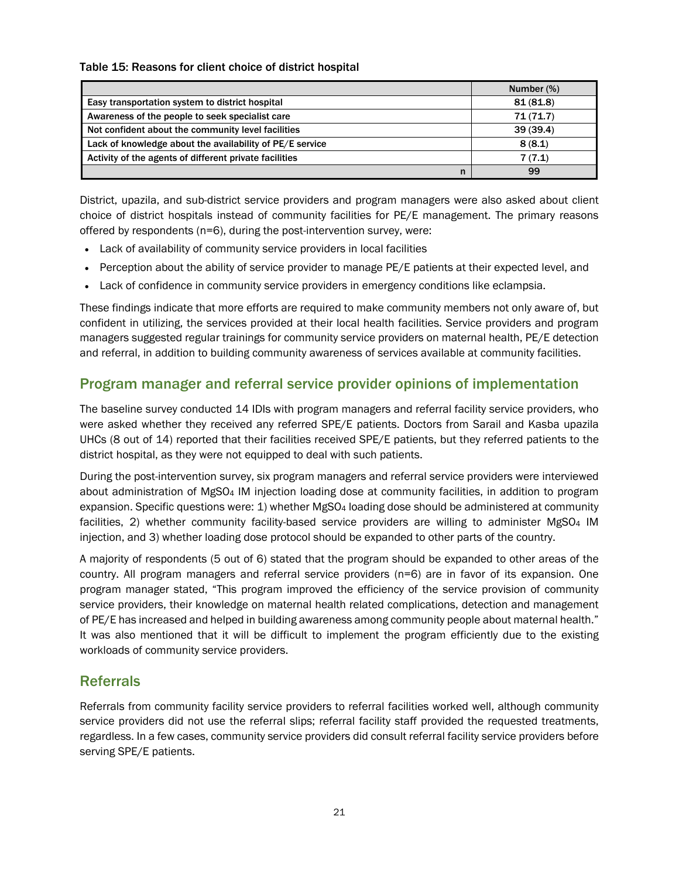Table 15: Reasons for client choice of district hospital

| | Number (%) |
|---|---|
| Easy transportation system to district hospital | 81 (81.8) |
| Awareness of the people to seek specialist care | 71 (71.7) |
| Not confident about the community level facilities | 39 (39.4) |
| Lack of knowledge about the availability of PE/E service | 8 (8.1) |
| Activity of the agents of different private facilities | 7 (7.1) |
| n | 99 |

District, upazila, and sub-district service providers and program managers were also asked about client choice of district hospitals instead of community facilities for PE/E management. The primary reasons offered by respondents (n=6), during the post-intervention survey, were:

- Lack of availability of community service providers in local facilities
- Perception about the ability of service provider to manage PE/E patients at their expected level, and
- Lack of confidence in community service providers in emergency conditions like eclampsia.

These findings indicate that more efforts are required to make community members not only aware of, but confident in utilizing, the services provided at their local health facilities. Service providers and program managers suggested regular trainings for community service providers on maternal health, PE/E detection and referral, in addition to building community awareness of services available at community facilities.

## Program manager and referral service provider opinions of implementation

The baseline survey conducted 14 IDIs with program managers and referral facility service providers, who were asked whether they received any referred SPE/E patients. Doctors from Sarail and Kasba upazila UHCs (8 out of 14) reported that their facilities received SPE/E patients, but they referred patients to the district hospital, as they were not equipped to deal with such patients.

During the post-intervention survey, six program managers and referral service providers were interviewed about administration of $MgSO_4$ IM injection loading dose at community facilities, in addition to program expansion. Specific questions were: 1) whether $MgSO_4$ loading dose should be administered at community facilities, 2) whether community facility-based service providers are willing to administer $MgSO_4$ IM injection, and 3) whether loading dose protocol should be expanded to other parts of the country.

A majority of respondents (5 out of 6) stated that the program should be expanded to other areas of the country. All program managers and referral service providers (n=6) are in favor of its expansion. One program manager stated, "This program improved the efficiency of the service provision of community service providers, their knowledge on maternal health related complications, detection and management of PE/E has increased and helped in building awareness among community people about maternal health." It was also mentioned that it will be difficult to implement the program efficiently due to the existing workloads of community service providers.

## Referrals

Referrals from community facility service providers to referral facilities worked well, although community service providers did not use the referral slips; referral facility staff provided the requested treatments, regardless. In a few cases, community service providers did consult referral facility service providers before serving SPE/E patients.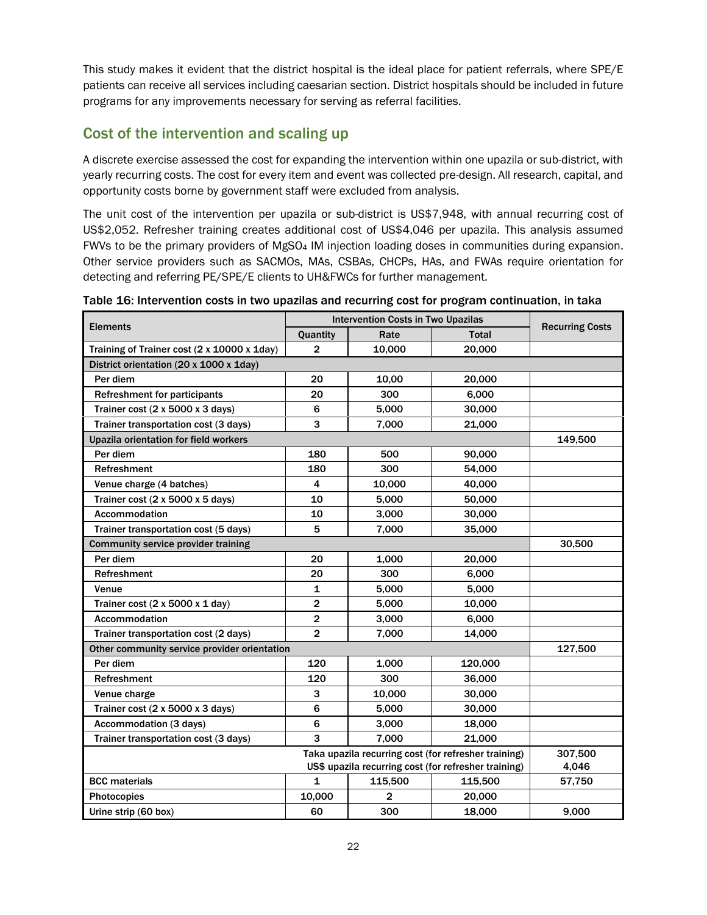This study makes it evident that the district hospital is the ideal place for patient referrals, where SPE/E patients can receive all services including caesarian section. District hospitals should be included in future programs for any improvements necessary for serving as referral facilities.

## Cost of the intervention and scaling up

A discrete exercise assessed the cost for expanding the intervention within one upazila or sub-district, with yearly recurring costs. The cost for every item and event was collected pre-design. All research, capital, and opportunity costs borne by government staff were excluded from analysis.

The unit cost of the intervention per upazila or sub-district is US$7,948, with annual recurring cost of US$2,052. Refresher training creates additional cost of US$4,046 per upazila. This analysis assumed FWVs to be the primary providers of $MgSO_4$ IM injection loading doses in communities during expansion. Other service providers such as SACMOs, MAs, CSBAs, CHCPs, HAs, and FWAs require orientation for detecting and referring PE/SPE/E clients to UH&FWCs for further management.

Table 16: Intervention costs in two upazilas and recurring cost for program continuation, in taka

| Elements | Intervention Costs in Two Upazilas | | | Recurring Costs |
|---|---|---|---|---|
| | Quantity | Rate | Total | |
| Training of Trainer cost (2 x 10000 x 1day) | 2 | 10,000 | 20,000 | |
| District orientation (20 x 1000 x 1day) | | | | |
| Per diem | 20 | 10,00 | 20,000 | |
| Refreshment for participants | 20 | 300 | 6,000 | |
| Trainer cost (2 x 5000 x 3 days) | 6 | 5,000 | 30,000 | |
| Trainer transportation cost (3 days) | 3 | 7,000 | 21,000 | |
| Upazila orientation for field workers | | | | 149,500 |
| Per diem | 180 | 500 | 90,000 | |
| Refreshment | 180 | 300 | 54,000 | |
| Venue charge (4 batches) | 4 | 10,000 | 40,000 | |
| Trainer cost (2 x 5000 x 5 days) | 10 | 5,000 | 50,000 | |
| Accommodation | 10 | 3,000 | 30,000 | |
| Trainer transportation cost (5 days) | 5 | 7,000 | 35,000 | |
| Community service provider training | | | | 30,500 |
| Per diem | 20 | 1,000 | 20,000 | |
| Refreshment | 20 | 300 | 6,000 | |
| Venue | 1 | 5,000 | 5,000 | |
| Trainer cost (2 x 5000 x 1 day) | 2 | 5,000 | 10,000 | |
| Accommodation | 2 | 3,000 | 6,000 | |
| Trainer transportation cost (2 days) | 2 | 7,000 | 14,000 | |
| Other community service provider orientation | | | | 127,500 |
| Per diem | 120 | 1,000 | 120,000 | |
| Refreshment | 120 | 300 | 36,000 | |
| Venue charge | 3 | 10,000 | 30,000 | |
| Trainer cost (2 x 5000 x 3 days) | 6 | 5,000 | 30,000 | |
| Accommodation (3 days) | 6 | 3,000 | 18,000 | |
| Trainer transportation cost (3 days) | 3 | 7,000 | 21,000 | |
| Taka upazila recurring cost (for refresher training) | | | | 307,500 |
| US$ upazila recurring cost (for refresher training) | | | | 4,046 |
| BCC materials | 1 | 115,500 | 115,500 | 57,750 |
| Photocopies | 10,000 | 2 | 20,000 | |
| Urine strip (60 box) | 60 | 300 | 18,000 | 9,000 |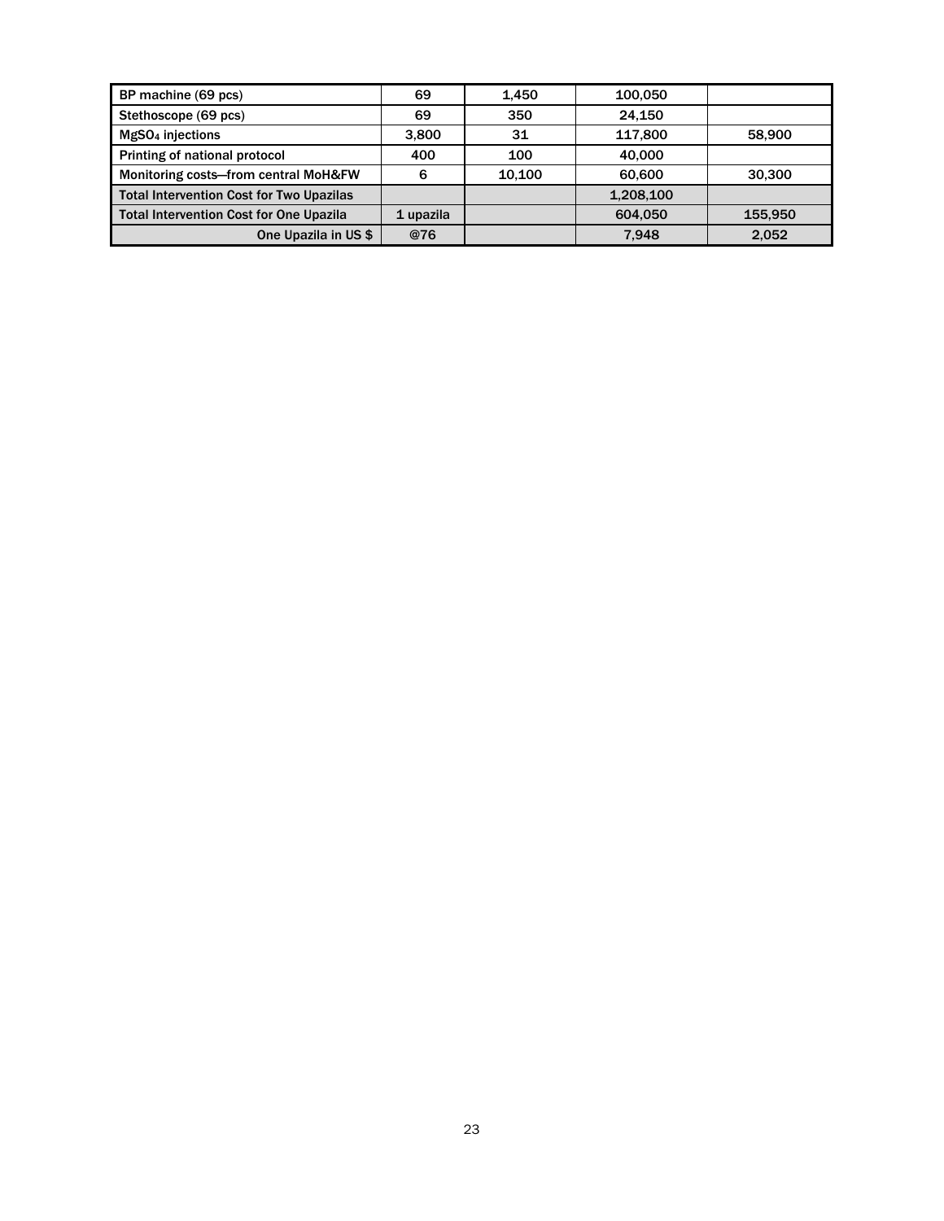| BP machine (69 pcs) | 69 | 1,450 | 100,050 | |
|---|---|---|---|---|
| Stethoscope (69 pcs) | 69 | 350 | 24,150 | |
| $MgSO_4$ injections | 3,800 | 31 | 117,800 | 58,900 |
| Printing of national protocol | 400 | 100 | 40,000 | |
| Monitoring costs—from central MoH&FW | 6 | 10,100 | 60,600 | 30,300 |
| Total Intervention Cost for Two Upazilas | | | 1,208,100 | |
| Total Intervention Cost for One Upazila | 1 upazila | | 604,050 | 155,950 |
| One Upazila in US $ | @76 | | 7,948 | 2,052 |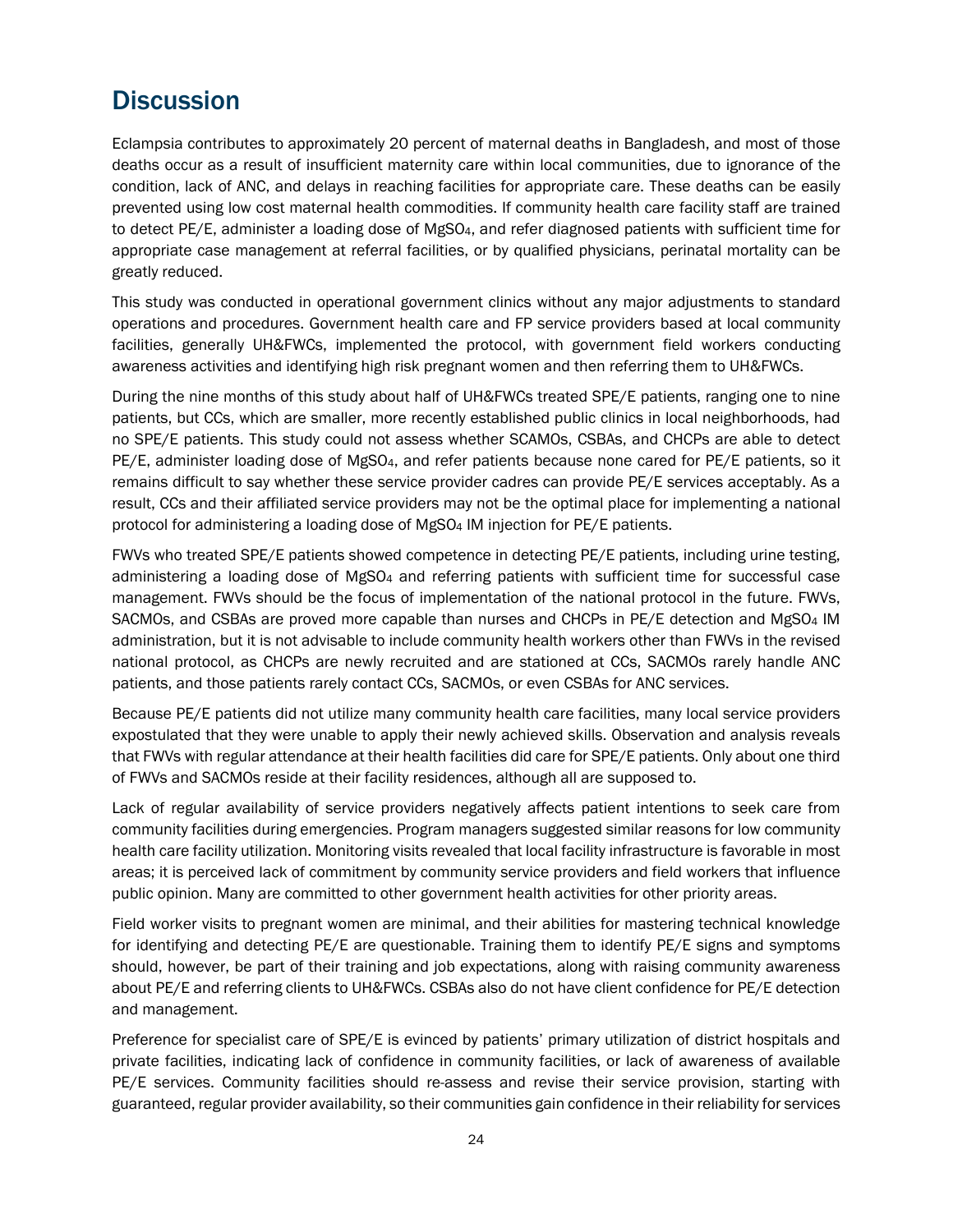# Discussion

Eclampsia contributes to approximately 20 percent of maternal deaths in Bangladesh, and most of those deaths occur as a result of insufficient maternity care within local communities, due to ignorance of the condition, lack of ANC, and delays in reaching facilities for appropriate care. These deaths can be easily prevented using low cost maternal health commodities. If community health care facility staff are trained to detect PE/E, administer a loading dose of $MgSO_4$, and refer diagnosed patients with sufficient time for appropriate case management at referral facilities, or by qualified physicians, perinatal mortality can be greatly reduced.

This study was conducted in operational government clinics without any major adjustments to standard operations and procedures. Government health care and FP service providers based at local community facilities, generally UH&FWCs, implemented the protocol, with government field workers conducting awareness activities and identifying high risk pregnant women and then referring them to UH&FWCs.

During the nine months of this study about half of UH&FWCs treated SPE/E patients, ranging one to nine patients, but CCs, which are smaller, more recently established public clinics in local neighborhoods, had no SPE/E patients. This study could not assess whether SCAMOs, CSBAs, and CHCPs are able to detect PE/E, administer loading dose of $MgSO_4$, and refer patients because none cared for PE/E patients, so it remains difficult to say whether these service provider cadres can provide PE/E services acceptably. As a result, CCs and their affiliated service providers may not be the optimal place for implementing a national protocol for administering a loading dose of $MgSO_4$ IM injection for PE/E patients.

FWVs who treated SPE/E patients showed competence in detecting PE/E patients, including urine testing, administering a loading dose of $MgSO_4$ and referring patients with sufficient time for successful case management. FWVs should be the focus of implementation of the national protocol in the future. FWVs, SACMOs, and CSBAs are proved more capable than nurses and CHCPs in PE/E detection and $MgSO_4$ IM administration, but it is not advisable to include community health workers other than FWVs in the revised national protocol, as CHCPs are newly recruited and are stationed at CCs, SACMOs rarely handle ANC patients, and those patients rarely contact CCs, SACMOs, or even CSBAs for ANC services.

Because PE/E patients did not utilize many community health care facilities, many local service providers expostulated that they were unable to apply their newly achieved skills. Observation and analysis reveals that FWVs with regular attendance at their health facilities did care for SPE/E patients. Only about one third of FWVs and SACMOs reside at their facility residences, although all are supposed to.

Lack of regular availability of service providers negatively affects patient intentions to seek care from community facilities during emergencies. Program managers suggested similar reasons for low community health care facility utilization. Monitoring visits revealed that local facility infrastructure is favorable in most areas; it is perceived lack of commitment by community service providers and field workers that influence public opinion. Many are committed to other government health activities for other priority areas.

Field worker visits to pregnant women are minimal, and their abilities for mastering technical knowledge for identifying and detecting PE/E are questionable. Training them to identify PE/E signs and symptoms should, however, be part of their training and job expectations, along with raising community awareness about PE/E and referring clients to UH&FWCs. CSBAs also do not have client confidence for PE/E detection and management.

Preference for specialist care of SPE/E is evinced by patients' primary utilization of district hospitals and private facilities, indicating lack of confidence in community facilities, or lack of awareness of available PE/E services. Community facilities should re-assess and revise their service provision, starting with guaranteed, regular provider availability, so their communities gain confidence in their reliability for services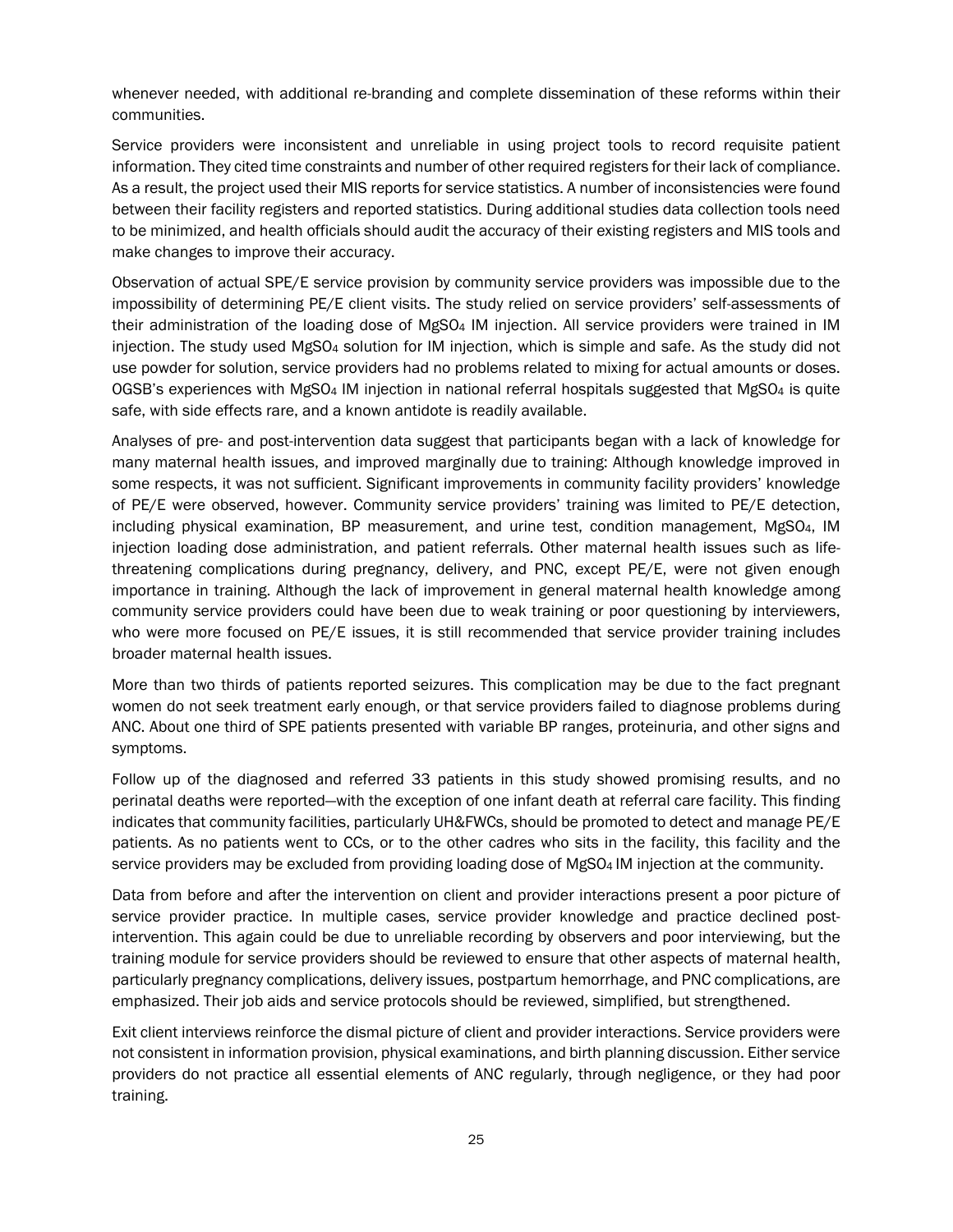whenever needed, with additional re-branding and complete dissemination of these reforms within their communities.

Service providers were inconsistent and unreliable in using project tools to record requisite patient information. They cited time constraints and number of other required registers for their lack of compliance. As a result, the project used their MIS reports for service statistics. A number of inconsistencies were found between their facility registers and reported statistics. During additional studies data collection tools need to be minimized, and health officials should audit the accuracy of their existing registers and MIS tools and make changes to improve their accuracy.

Observation of actual SPE/E service provision by community service providers was impossible due to the impossibility of determining PE/E client visits. The study relied on service providers' self-assessments of their administration of the loading dose of $MgSO_4$ IM injection. All service providers were trained in IM injection. The study used $MgSO_4$ solution for IM injection, which is simple and safe. As the study did not use powder for solution, service providers had no problems related to mixing for actual amounts or doses. OGSB's experiences with $MgSO_4$ IM injection in national referral hospitals suggested that $MgSO_4$ is quite safe, with side effects rare, and a known antidote is readily available.

Analyses of pre- and post-intervention data suggest that participants began with a lack of knowledge for many maternal health issues, and improved marginally due to training: Although knowledge improved in some respects, it was not sufficient. Significant improvements in community facility providers' knowledge of PE/E were observed, however. Community service providers' training was limited to PE/E detection, including physical examination, BP measurement, and urine test, condition management, $MgSO_4$, IM injection loading dose administration, and patient referrals. Other maternal health issues such as life-threatening complications during pregnancy, delivery, and PNC, except PE/E, were not given enough importance in training. Although the lack of improvement in general maternal health knowledge among community service providers could have been due to weak training or poor questioning by interviewers, who were more focused on PE/E issues, it is still recommended that service provider training includes broader maternal health issues.

More than two thirds of patients reported seizures. This complication may be due to the fact pregnant women do not seek treatment early enough, or that service providers failed to diagnose problems during ANC. About one third of SPE patients presented with variable BP ranges, proteinuria, and other signs and symptoms.

Follow up of the diagnosed and referred 33 patients in this study showed promising results, and no perinatal deaths were reported—with the exception of one infant death at referral care facility. This finding indicates that community facilities, particularly UH&FWCs, should be promoted to detect and manage PE/E patients. As no patients went to CCs, or to the other cadres who sits in the facility, this facility and the service providers may be excluded from providing loading dose of $MgSO_4$ IM injection at the community.

Data from before and after the intervention on client and provider interactions present a poor picture of service provider practice. In multiple cases, service provider knowledge and practice declined post-intervention. This again could be due to unreliable recording by observers and poor interviewing, but the training module for service providers should be reviewed to ensure that other aspects of maternal health, particularly pregnancy complications, delivery issues, postpartum hemorrhage, and PNC complications, are emphasized. Their job aids and service protocols should be reviewed, simplified, but strengthened.

Exit client interviews reinforce the dismal picture of client and provider interactions. Service providers were not consistent in information provision, physical examinations, and birth planning discussion. Either service providers do not practice all essential elements of ANC regularly, through negligence, or they had poor training.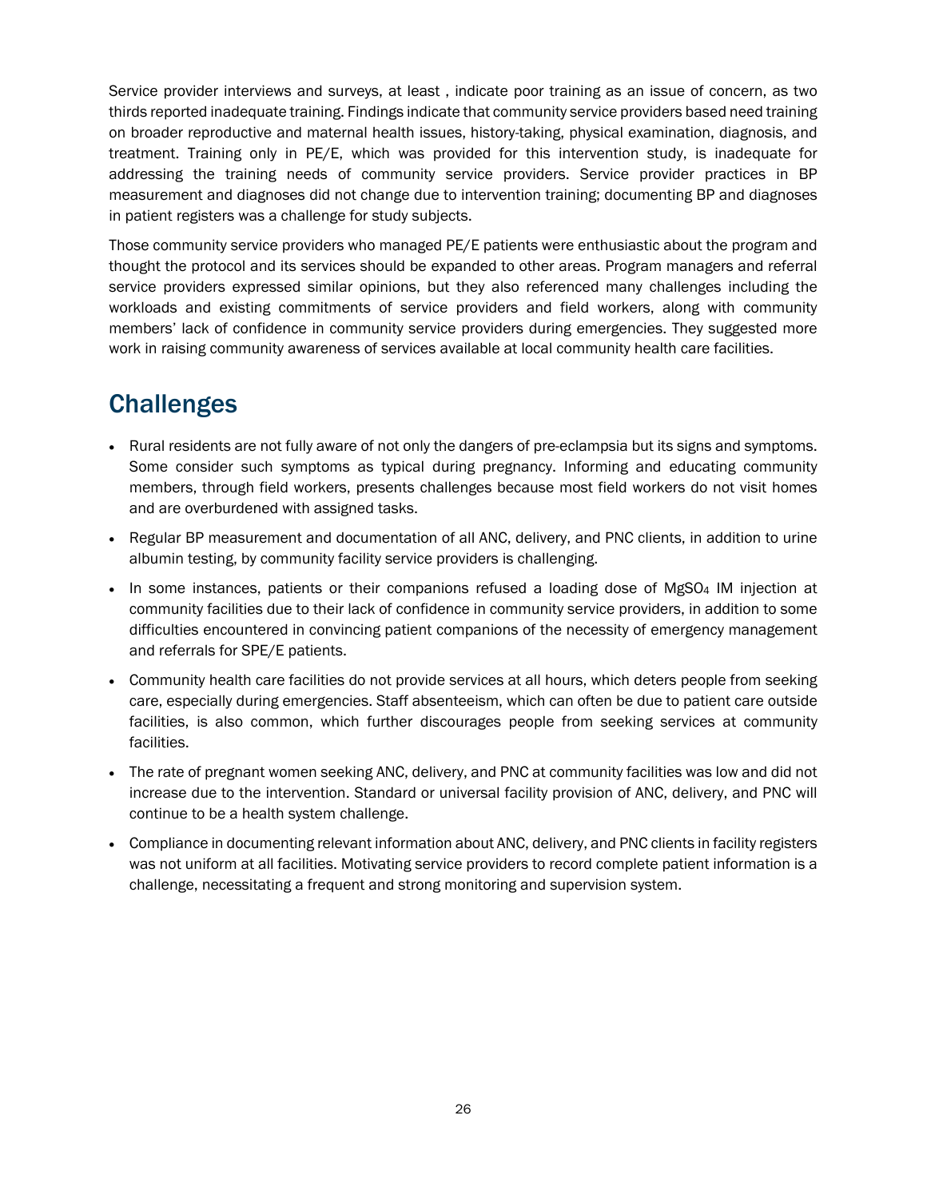Service provider interviews and surveys, at least , indicate poor training as an issue of concern, as two thirds reported inadequate training. Findings indicate that community service providers based need training on broader reproductive and maternal health issues, history-taking, physical examination, diagnosis, and treatment. Training only in PE/E, which was provided for this intervention study, is inadequate for addressing the training needs of community service providers. Service provider practices in BP measurement and diagnoses did not change due to intervention training; documenting BP and diagnoses in patient registers was a challenge for study subjects.

Those community service providers who managed PE/E patients were enthusiastic about the program and thought the protocol and its services should be expanded to other areas. Program managers and referral service providers expressed similar opinions, but they also referenced many challenges including the workloads and existing commitments of service providers and field workers, along with community members' lack of confidence in community service providers during emergencies. They suggested more work in raising community awareness of services available at local community health care facilities.

## Challenges

- Rural residents are not fully aware of not only the dangers of pre-eclampsia but its signs and symptoms. Some consider such symptoms as typical during pregnancy. Informing and educating community members, through field workers, presents challenges because most field workers do not visit homes and are overburdened with assigned tasks.
- Regular BP measurement and documentation of all ANC, delivery, and PNC clients, in addition to urine albumin testing, by community facility service providers is challenging.
- In some instances, patients or their companions refused a loading dose of $MgSO_4$ IM injection at community facilities due to their lack of confidence in community service providers, in addition to some difficulties encountered in convincing patient companions of the necessity of emergency management and referrals for SPE/E patients.
- Community health care facilities do not provide services at all hours, which deters people from seeking care, especially during emergencies. Staff absenteeism, which can often be due to patient care outside facilities, is also common, which further discourages people from seeking services at community facilities.
- The rate of pregnant women seeking ANC, delivery, and PNC at community facilities was low and did not increase due to the intervention. Standard or universal facility provision of ANC, delivery, and PNC will continue to be a health system challenge.
- Compliance in documenting relevant information about ANC, delivery, and PNC clients in facility registers was not uniform at all facilities. Motivating service providers to record complete patient information is a challenge, necessitating a frequent and strong monitoring and supervision system.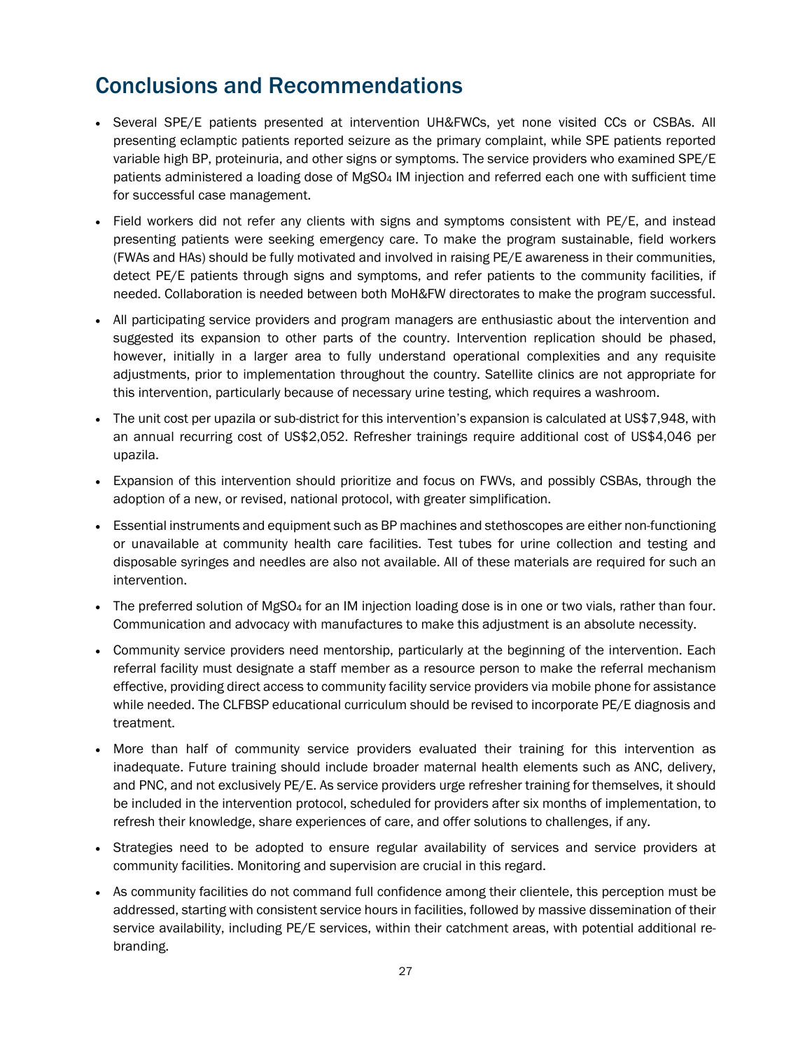## Conclusions and Recommendations

- Several SPE/E patients presented at intervention UH&FWCs, yet none visited CCs or CSBAs. All presenting eclamptic patients reported seizure as the primary complaint, while SPE patients reported variable high BP, proteinuria, and other signs or symptoms. The service providers who examined SPE/E patients administered a loading dose of $MgSO_4$ IM injection and referred each one with sufficient time for successful case management.
- Field workers did not refer any clients with signs and symptoms consistent with PE/E, and instead presenting patients were seeking emergency care. To make the program sustainable, field workers (FWAs and HAs) should be fully motivated and involved in raising PE/E awareness in their communities, detect PE/E patients through signs and symptoms, and refer patients to the community facilities, if needed. Collaboration is needed between both MoH&FW directorates to make the program successful.
- All participating service providers and program managers are enthusiastic about the intervention and suggested its expansion to other parts of the country. Intervention replication should be phased, however, initially in a larger area to fully understand operational complexities and any requisite adjustments, prior to implementation throughout the country. Satellite clinics are not appropriate for this intervention, particularly because of necessary urine testing, which requires a washroom.
- The unit cost per upazila or sub-district for this intervention's expansion is calculated at US$7,948, with an annual recurring cost of US$2,052. Refresher trainings require additional cost of US$4,046 per upazila.
- Expansion of this intervention should prioritize and focus on FWVs, and possibly CSBAs, through the adoption of a new, or revised, national protocol, with greater simplification.
- Essential instruments and equipment such as BP machines and stethoscopes are either non-functioning or unavailable at community health care facilities. Test tubes for urine collection and testing and disposable syringes and needles are also not available. All of these materials are required for such an intervention.
- The preferred solution of $MgSO_4$ for an IM injection loading dose is in one or two vials, rather than four. Communication and advocacy with manufactures to make this adjustment is an absolute necessity.
- Community service providers need mentorship, particularly at the beginning of the intervention. Each referral facility must designate a staff member as a resource person to make the referral mechanism effective, providing direct access to community facility service providers via mobile phone for assistance while needed. The CLFBSP educational curriculum should be revised to incorporate PE/E diagnosis and treatment.
- More than half of community service providers evaluated their training for this intervention as inadequate. Future training should include broader maternal health elements such as ANC, delivery, and PNC, and not exclusively PE/E. As service providers urge refresher training for themselves, it should be included in the intervention protocol, scheduled for providers after six months of implementation, to refresh their knowledge, share experiences of care, and offer solutions to challenges, if any.
- Strategies need to be adopted to ensure regular availability of services and service providers at community facilities. Monitoring and supervision are crucial in this regard.
- As community facilities do not command full confidence among their clientele, this perception must be addressed, starting with consistent service hours in facilities, followed by massive dissemination of their service availability, including PE/E services, within their catchment areas, with potential additional re-branding.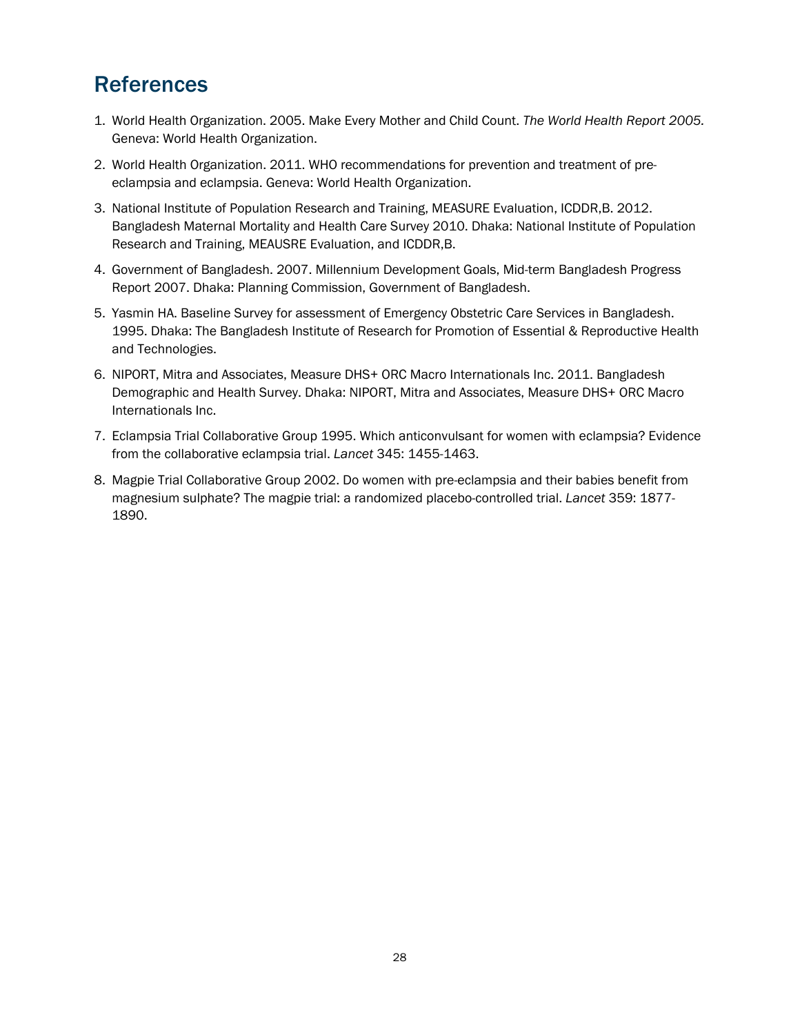# References

1. World Health Organization. 2005. Make Every Mother and Child Count. *The World Health Report 2005.* Geneva: World Health Organization.
2. World Health Organization. 2011. WHO recommendations for prevention and treatment of pre-eclampsia and eclampsia. Geneva: World Health Organization.
3. National Institute of Population Research and Training, MEASURE Evaluation, ICDDR,B. 2012. Bangladesh Maternal Mortality and Health Care Survey 2010. Dhaka: National Institute of Population Research and Training, MEAUSRE Evaluation, and ICDDR,B.
4. Government of Bangladesh. 2007. Millennium Development Goals, Mid-term Bangladesh Progress Report 2007. Dhaka: Planning Commission, Government of Bangladesh.
5. Yasmin HA. Baseline Survey for assessment of Emergency Obstetric Care Services in Bangladesh. 1995. Dhaka: The Bangladesh Institute of Research for Promotion of Essential & Reproductive Health and Technologies.
6. NIPORT, Mitra and Associates, Measure DHS+ ORC Macro Internationals Inc. 2011. Bangladesh Demographic and Health Survey. Dhaka: NIPORT, Mitra and Associates, Measure DHS+ ORC Macro Internationals Inc.
7. Eclampsia Trial Collaborative Group 1995. Which anticonvulsant for women with eclampsia? Evidence from the collaborative eclampsia trial. *Lancet* 345: 1455-1463.
8. Magpie Trial Collaborative Group 2002. Do women with pre-eclampsia and their babies benefit from magnesium sulphate? The magpie trial: a randomized placebo-controlled trial. *Lancet* 359: 1877-1890.